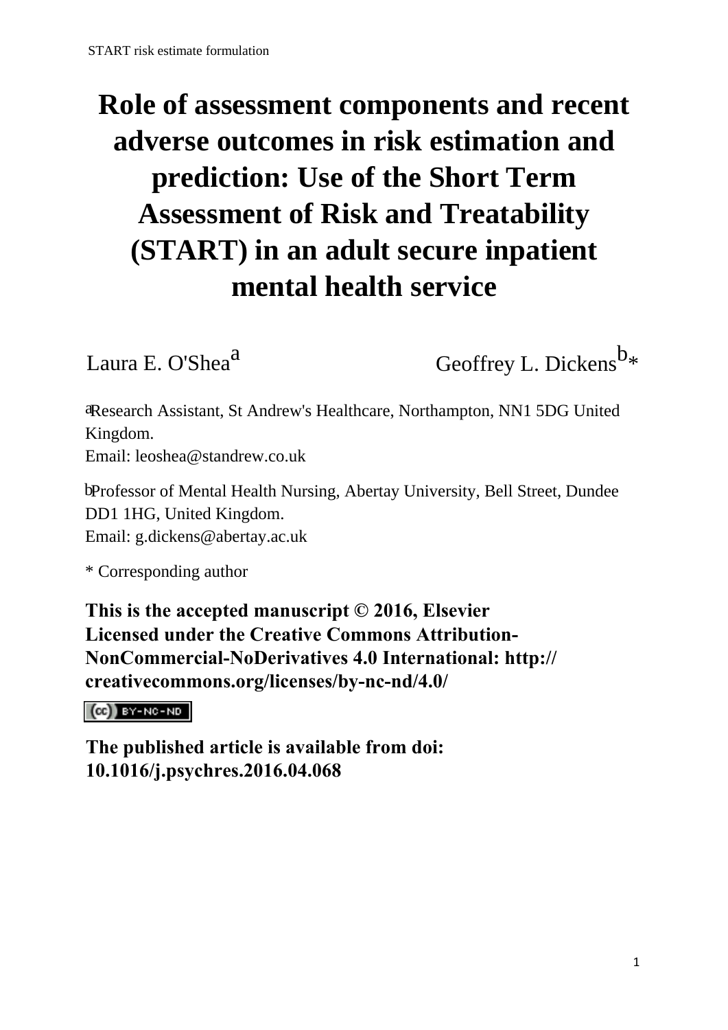# Role of assessment components and recent adverse outcomes in risk estimation and prediction: Use of the Short Term Assessment of Risk and Treatability (START) in an adult secure inpatient mental health service

Laura E. O'Shea[a] Geoffrey L. Dickens[b]*

[a]Research Assistant, St Andrew's Healthcare, Northampton, NN1 5DG United Kingdom.
Email: leoshea@standrew.co.uk

[b]Professor of Mental Health Nursing, Abertay University, Bell Street, Dundee DD1 1HG, United Kingdom.
Email: g.dickens@abertay.ac.uk

* Corresponding author

**This is the accepted manuscript © 2016, Elsevier Licensed under the Creative Commons Attribution-NonCommercial-NoDerivatives 4.0 International: http://creativecommons.org/licenses/by-nc-nd/4.0/**

**The published article is available from doi: 10.1016/j.psychres.2016.04.068**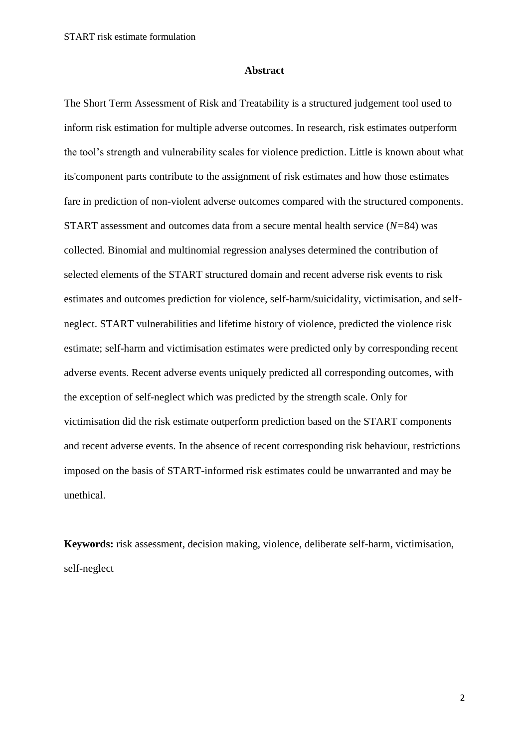## Abstract

The Short Term Assessment of Risk and Treatability is a structured judgement tool used to inform risk estimation for multiple adverse outcomes. In research, risk estimates outperform the tool's strength and vulnerability scales for violence prediction. Little is known about what its'component parts contribute to the assignment of risk estimates and how those estimates fare in prediction of non-violent adverse outcomes compared with the structured components. START assessment and outcomes data from a secure mental health service (*N=*84) was collected. Binomial and multinomial regression analyses determined the contribution of selected elements of the START structured domain and recent adverse risk events to risk estimates and outcomes prediction for violence, self-harm/suicidality, victimisation, and self-neglect. START vulnerabilities and lifetime history of violence, predicted the violence risk estimate; self-harm and victimisation estimates were predicted only by corresponding recent adverse events. Recent adverse events uniquely predicted all corresponding outcomes, with the exception of self-neglect which was predicted by the strength scale. Only for victimisation did the risk estimate outperform prediction based on the START components and recent adverse events. In the absence of recent corresponding risk behaviour, restrictions imposed on the basis of START-informed risk estimates could be unwarranted and may be unethical.

**Keywords:** risk assessment, decision making, violence, deliberate self-harm, victimisation, self-neglect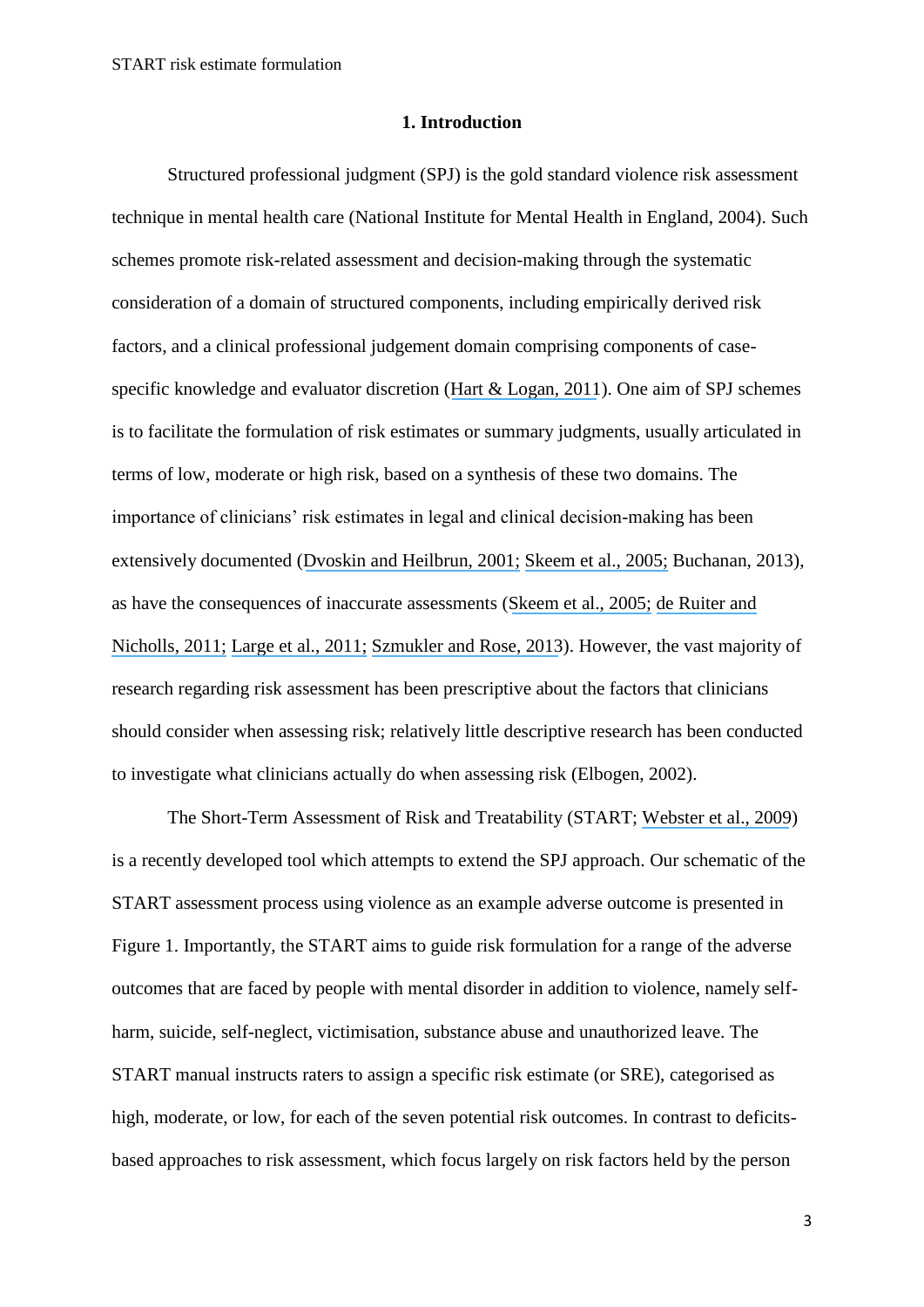## 1. Introduction

Structured professional judgment (SPJ) is the gold standard violence risk assessment technique in mental health care (National Institute for Mental Health in England, 2004). Such schemes promote risk-related assessment and decision-making through the systematic consideration of a domain of structured components, including empirically derived risk factors, and a clinical professional judgement domain comprising components of case-specific knowledge and evaluator discretion (Hart & Logan, 2011). One aim of SPJ schemes is to facilitate the formulation of risk estimates or summary judgments, usually articulated in terms of low, moderate or high risk, based on a synthesis of these two domains. The importance of clinicians' risk estimates in legal and clinical decision-making has been extensively documented (Dvoskin and Heilbrun, 2001; Skeem et al., 2005; Buchanan, 2013), as have the consequences of inaccurate assessments (Skeem et al., 2005; de Ruiter and Nicholls, 2011; Large et al., 2011; Szmukler and Rose, 2013). However, the vast majority of research regarding risk assessment has been prescriptive about the factors that clinicians should consider when assessing risk; relatively little descriptive research has been conducted to investigate what clinicians actually do when assessing risk (Elbogen, 2002).

The Short-Term Assessment of Risk and Treatability (START; Webster et al., 2009) is a recently developed tool which attempts to extend the SPJ approach. Our schematic of the START assessment process using violence as an example adverse outcome is presented in Figure 1. Importantly, the START aims to guide risk formulation for a range of the adverse outcomes that are faced by people with mental disorder in addition to violence, namely self-harm, suicide, self-neglect, victimisation, substance abuse and unauthorized leave. The START manual instructs raters to assign a specific risk estimate (or SRE), categorised as high, moderate, or low, for each of the seven potential risk outcomes. In contrast to deficits-based approaches to risk assessment, which focus largely on risk factors held by the person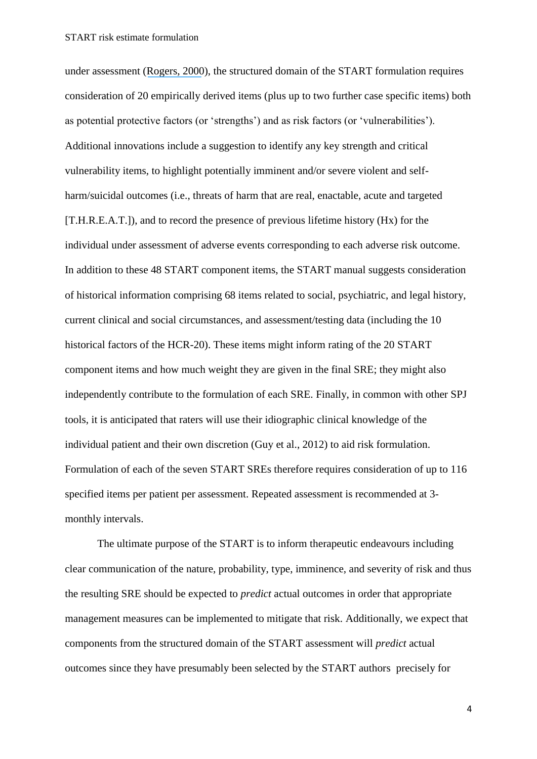under assessment (Rogers, 2000), the structured domain of the START formulation requires consideration of 20 empirically derived items (plus up to two further case specific items) both as potential protective factors (or 'strengths') and as risk factors (or 'vulnerabilities'). Additional innovations include a suggestion to identify any key strength and critical vulnerability items, to highlight potentially imminent and/or severe violent and self-harm/suicidal outcomes (i.e., threats of harm that are real, enactable, acute and targeted [T.H.R.E.A.T.]), and to record the presence of previous lifetime history (Hx) for the individual under assessment of adverse events corresponding to each adverse risk outcome. In addition to these 48 START component items, the START manual suggests consideration of historical information comprising 68 items related to social, psychiatric, and legal history, current clinical and social circumstances, and assessment/testing data (including the 10 historical factors of the HCR-20). These items might inform rating of the 20 START component items and how much weight they are given in the final SRE; they might also independently contribute to the formulation of each SRE. Finally, in common with other SPJ tools, it is anticipated that raters will use their idiographic clinical knowledge of the individual patient and their own discretion (Guy et al., 2012) to aid risk formulation. Formulation of each of the seven START SREs therefore requires consideration of up to 116 specified items per patient per assessment. Repeated assessment is recommended at 3-monthly intervals.

The ultimate purpose of the START is to inform therapeutic endeavours including clear communication of the nature, probability, type, imminence, and severity of risk and thus the resulting SRE should be expected to *predict* actual outcomes in order that appropriate management measures can be implemented to mitigate that risk. Additionally, we expect that components from the structured domain of the START assessment will *predict* actual outcomes since they have presumably been selected by the START authors precisely for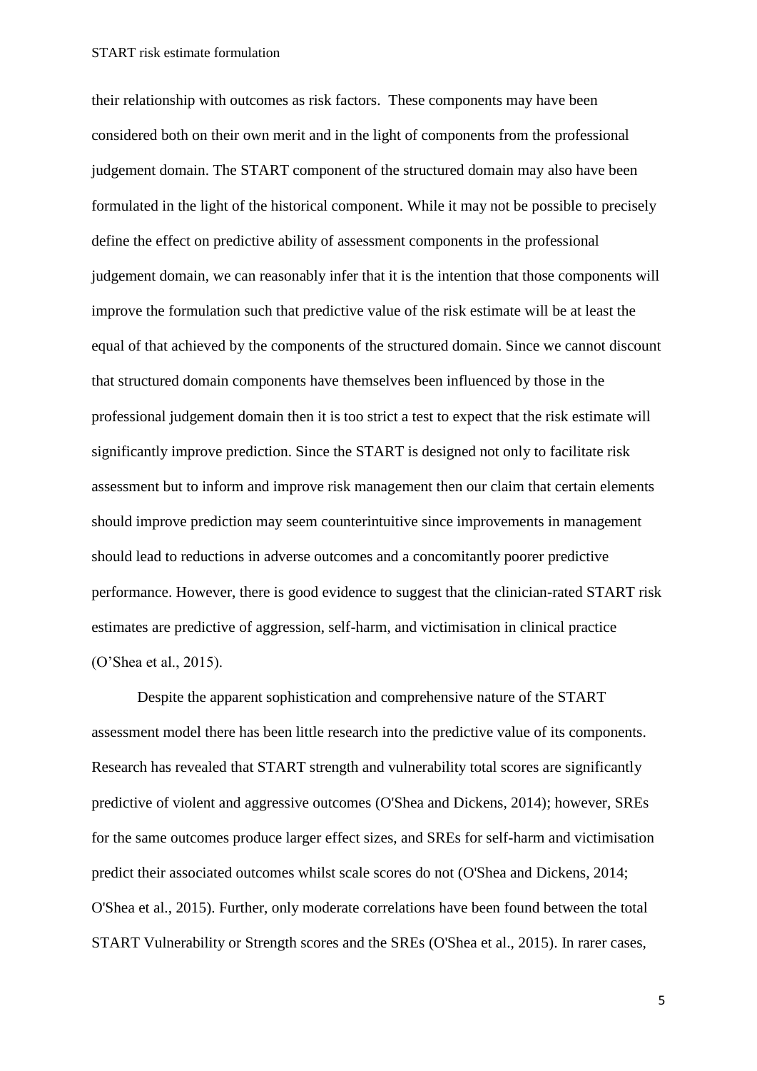their relationship with outcomes as risk factors. These components may have been considered both on their own merit and in the light of components from the professional judgement domain. The START component of the structured domain may also have been formulated in the light of the historical component. While it may not be possible to precisely define the effect on predictive ability of assessment components in the professional judgement domain, we can reasonably infer that it is the intention that those components will improve the formulation such that predictive value of the risk estimate will be at least the equal of that achieved by the components of the structured domain. Since we cannot discount that structured domain components have themselves been influenced by those in the professional judgement domain then it is too strict a test to expect that the risk estimate will significantly improve prediction. Since the START is designed not only to facilitate risk assessment but to inform and improve risk management then our claim that certain elements should improve prediction may seem counterintuitive since improvements in management should lead to reductions in adverse outcomes and a concomitantly poorer predictive performance. However, there is good evidence to suggest that the clinician-rated START risk estimates are predictive of aggression, self-harm, and victimisation in clinical practice (O'Shea et al., 2015).

Despite the apparent sophistication and comprehensive nature of the START assessment model there has been little research into the predictive value of its components. Research has revealed that START strength and vulnerability total scores are significantly predictive of violent and aggressive outcomes (O'Shea and Dickens, 2014); however, SREs for the same outcomes produce larger effect sizes, and SREs for self-harm and victimisation predict their associated outcomes whilst scale scores do not (O'Shea and Dickens, 2014; O'Shea et al., 2015). Further, only moderate correlations have been found between the total START Vulnerability or Strength scores and the SREs (O'Shea et al., 2015). In rarer cases,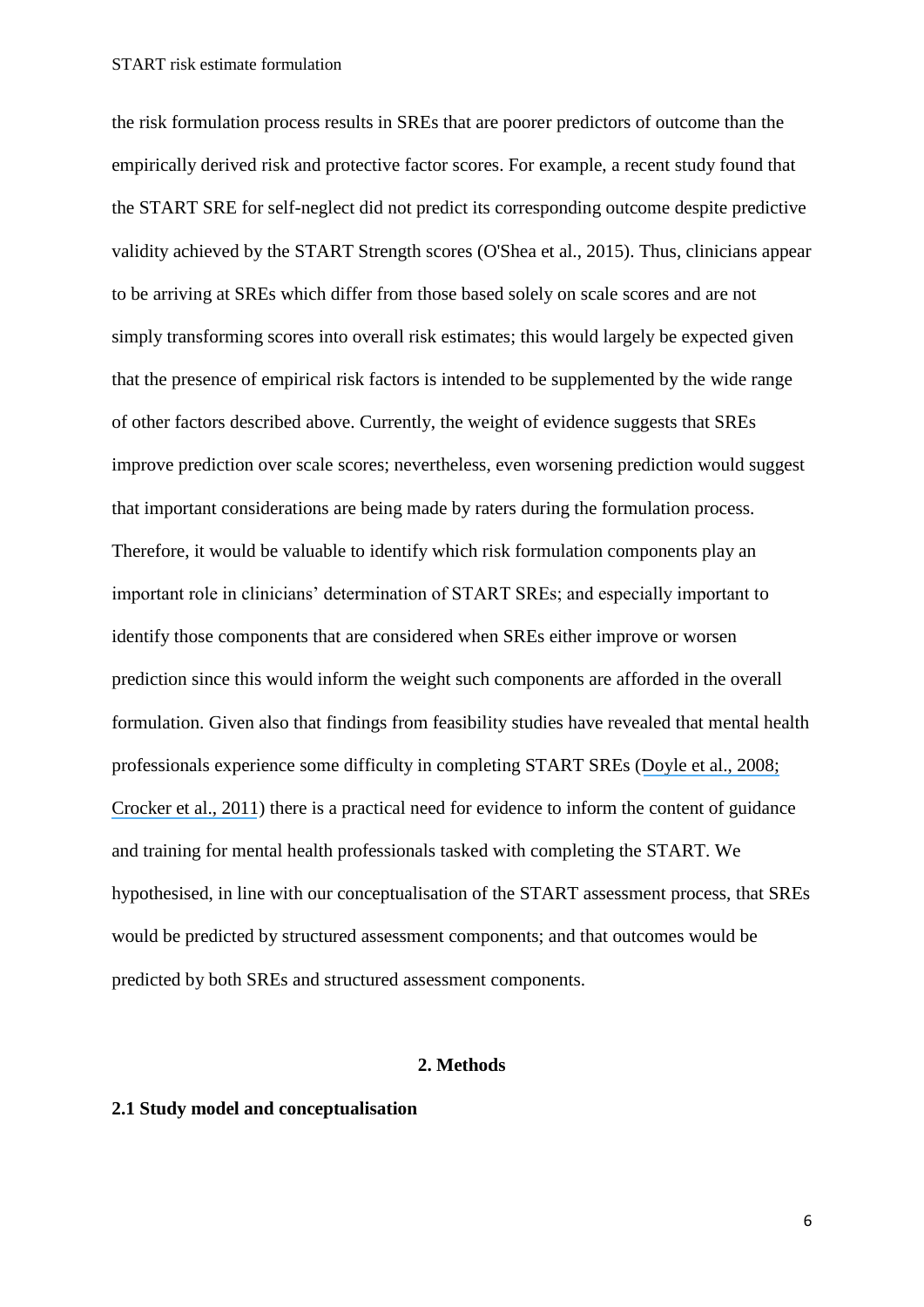the risk formulation process results in SREs that are poorer predictors of outcome than the empirically derived risk and protective factor scores. For example, a recent study found that the START SRE for self-neglect did not predict its corresponding outcome despite predictive validity achieved by the START Strength scores (O'Shea et al., 2015). Thus, clinicians appear to be arriving at SREs which differ from those based solely on scale scores and are not simply transforming scores into overall risk estimates; this would largely be expected given that the presence of empirical risk factors is intended to be supplemented by the wide range of other factors described above. Currently, the weight of evidence suggests that SREs improve prediction over scale scores; nevertheless, even worsening prediction would suggest that important considerations are being made by raters during the formulation process. Therefore, it would be valuable to identify which risk formulation components play an important role in clinicians' determination of START SREs; and especially important to identify those components that are considered when SREs either improve or worsen prediction since this would inform the weight such components are afforded in the overall formulation. Given also that findings from feasibility studies have revealed that mental health professionals experience some difficulty in completing START SREs (Doyle et al., 2008; Crocker et al., 2011) there is a practical need for evidence to inform the content of guidance and training for mental health professionals tasked with completing the START. We hypothesised, in line with our conceptualisation of the START assessment process, that SREs would be predicted by structured assessment components; and that outcomes would be predicted by both SREs and structured assessment components.

## 2. Methods

### 2.1 Study model and conceptualisation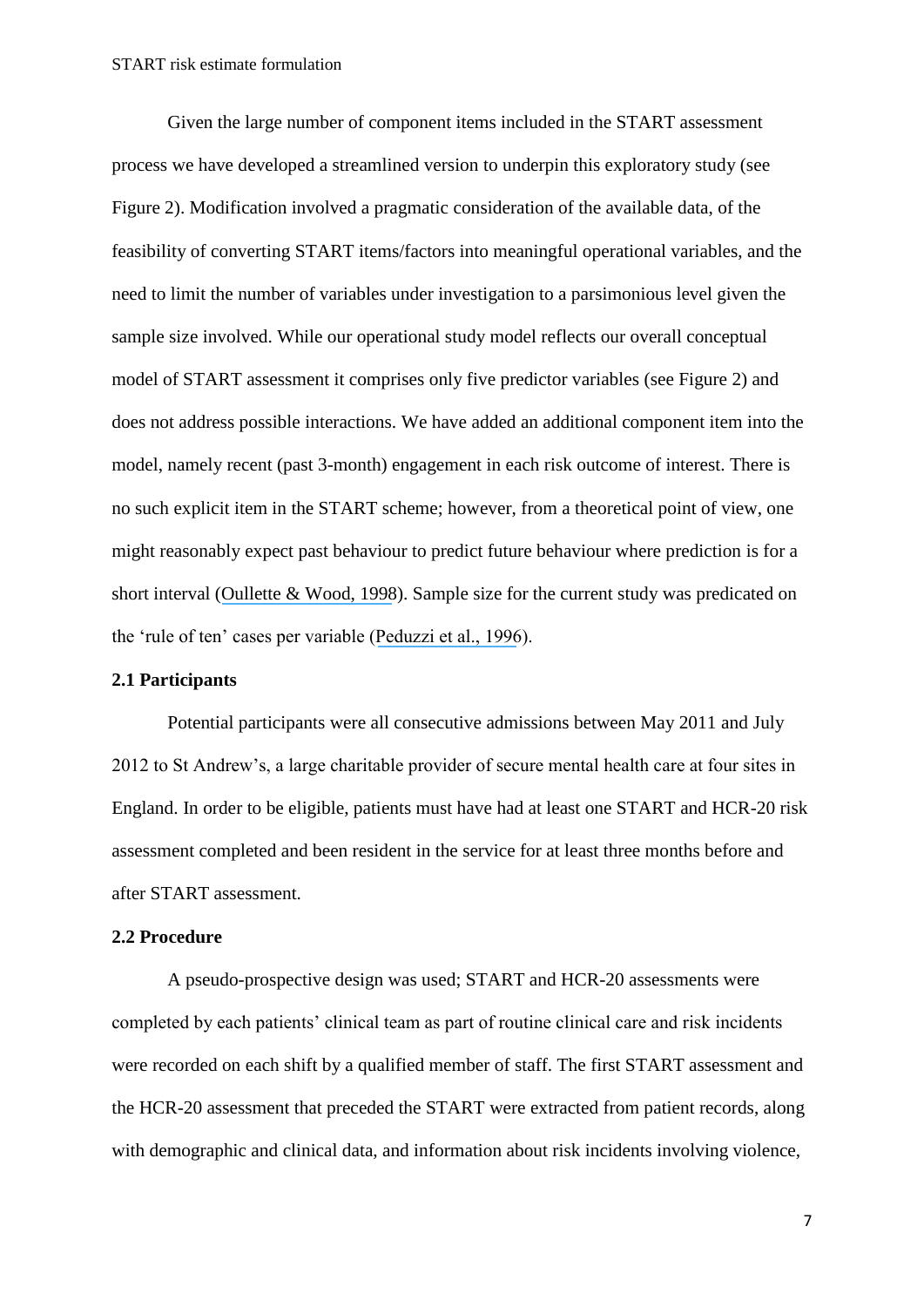Given the large number of component items included in the START assessment process we have developed a streamlined version to underpin this exploratory study (see Figure 2). Modification involved a pragmatic consideration of the available data, of the feasibility of converting START items/factors into meaningful operational variables, and the need to limit the number of variables under investigation to a parsimonious level given the sample size involved. While our operational study model reflects our overall conceptual model of START assessment it comprises only five predictor variables (see Figure 2) and does not address possible interactions. We have added an additional component item into the model, namely recent (past 3-month) engagement in each risk outcome of interest. There is no such explicit item in the START scheme; however, from a theoretical point of view, one might reasonably expect past behaviour to predict future behaviour where prediction is for a short interval (Oullette & Wood, 1998). Sample size for the current study was predicated on the 'rule of ten' cases per variable (Peduzzi et al., 1996).

### 2.1 Participants

Potential participants were all consecutive admissions between May 2011 and July 2012 to St Andrew's, a large charitable provider of secure mental health care at four sites in England. In order to be eligible, patients must have had at least one START and HCR-20 risk assessment completed and been resident in the service for at least three months before and after START assessment.

### 2.2 Procedure

A pseudo-prospective design was used; START and HCR-20 assessments were completed by each patients' clinical team as part of routine clinical care and risk incidents were recorded on each shift by a qualified member of staff. The first START assessment and the HCR-20 assessment that preceded the START were extracted from patient records, along with demographic and clinical data, and information about risk incidents involving violence,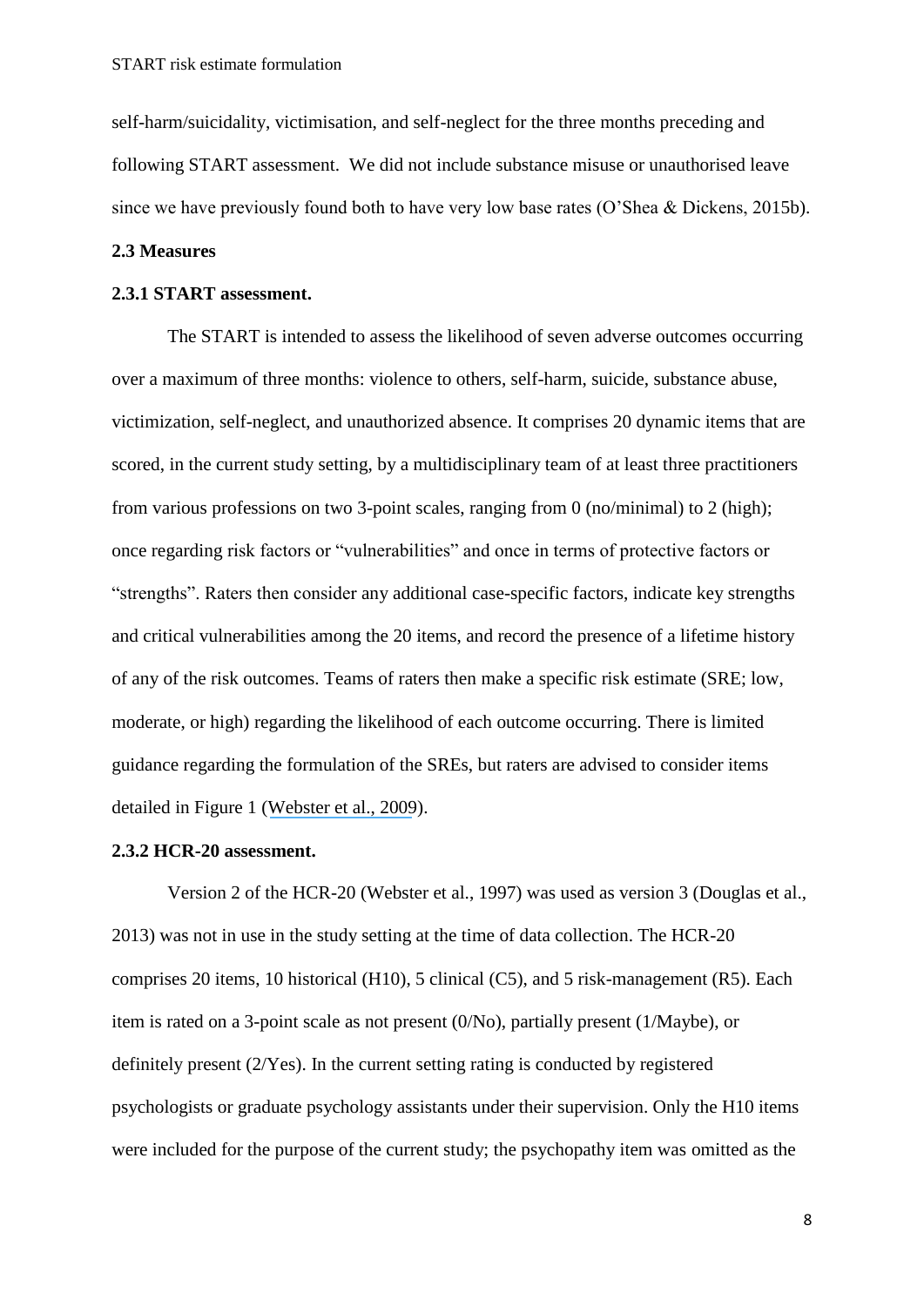self-harm/suicidality, victimisation, and self-neglect for the three months preceding and following START assessment. We did not include substance misuse or unauthorised leave since we have previously found both to have very low base rates (O'Shea & Dickens, 2015b).

## 2.3 Measures

### 2.3.1 START assessment.

The START is intended to assess the likelihood of seven adverse outcomes occurring over a maximum of three months: violence to others, self-harm, suicide, substance abuse, victimization, self-neglect, and unauthorized absence. It comprises 20 dynamic items that are scored, in the current study setting, by a multidisciplinary team of at least three practitioners from various professions on two 3-point scales, ranging from 0 (no/minimal) to 2 (high); once regarding risk factors or "vulnerabilities" and once in terms of protective factors or "strengths". Raters then consider any additional case-specific factors, indicate key strengths and critical vulnerabilities among the 20 items, and record the presence of a lifetime history of any of the risk outcomes. Teams of raters then make a specific risk estimate (SRE; low, moderate, or high) regarding the likelihood of each outcome occurring. There is limited guidance regarding the formulation of the SREs, but raters are advised to consider items detailed in Figure 1 (Webster et al., 2009).

### 2.3.2 HCR-20 assessment.

Version 2 of the HCR-20 (Webster et al., 1997) was used as version 3 (Douglas et al., 2013) was not in use in the study setting at the time of data collection. The HCR-20 comprises 20 items, 10 historical (H10), 5 clinical (C5), and 5 risk-management (R5). Each item is rated on a 3-point scale as not present (0/No), partially present (1/Maybe), or definitely present (2/Yes). In the current setting rating is conducted by registered psychologists or graduate psychology assistants under their supervision. Only the H10 items were included for the purpose of the current study; the psychopathy item was omitted as the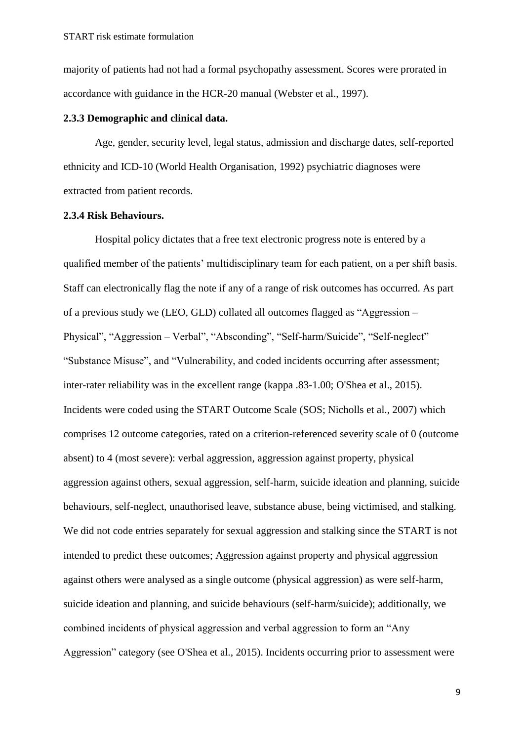majority of patients had not had a formal psychopathy assessment. Scores were prorated in accordance with guidance in the HCR-20 manual (Webster et al., 1997).

### 2.3.3 Demographic and clinical data.

Age, gender, security level, legal status, admission and discharge dates, self-reported ethnicity and ICD-10 (World Health Organisation, 1992) psychiatric diagnoses were extracted from patient records.

### 2.3.4 Risk Behaviours.

Hospital policy dictates that a free text electronic progress note is entered by a qualified member of the patients' multidisciplinary team for each patient, on a per shift basis. Staff can electronically flag the note if any of a range of risk outcomes has occurred. As part of a previous study we (LEO, GLD) collated all outcomes flagged as "Aggression – Physical", "Aggression – Verbal", "Absconding", "Self-harm/Suicide", "Self-neglect" "Substance Misuse", and "Vulnerability, and coded incidents occurring after assessment; inter-rater reliability was in the excellent range (kappa .83-1.00; O'Shea et al., 2015). Incidents were coded using the START Outcome Scale (SOS; Nicholls et al., 2007) which comprises 12 outcome categories, rated on a criterion-referenced severity scale of 0 (outcome absent) to 4 (most severe): verbal aggression, aggression against property, physical aggression against others, sexual aggression, self-harm, suicide ideation and planning, suicide behaviours, self-neglect, unauthorised leave, substance abuse, being victimised, and stalking. We did not code entries separately for sexual aggression and stalking since the START is not intended to predict these outcomes; Aggression against property and physical aggression against others were analysed as a single outcome (physical aggression) as were self-harm, suicide ideation and planning, and suicide behaviours (self-harm/suicide); additionally, we combined incidents of physical aggression and verbal aggression to form an "Any Aggression" category (see O'Shea et al., 2015). Incidents occurring prior to assessment were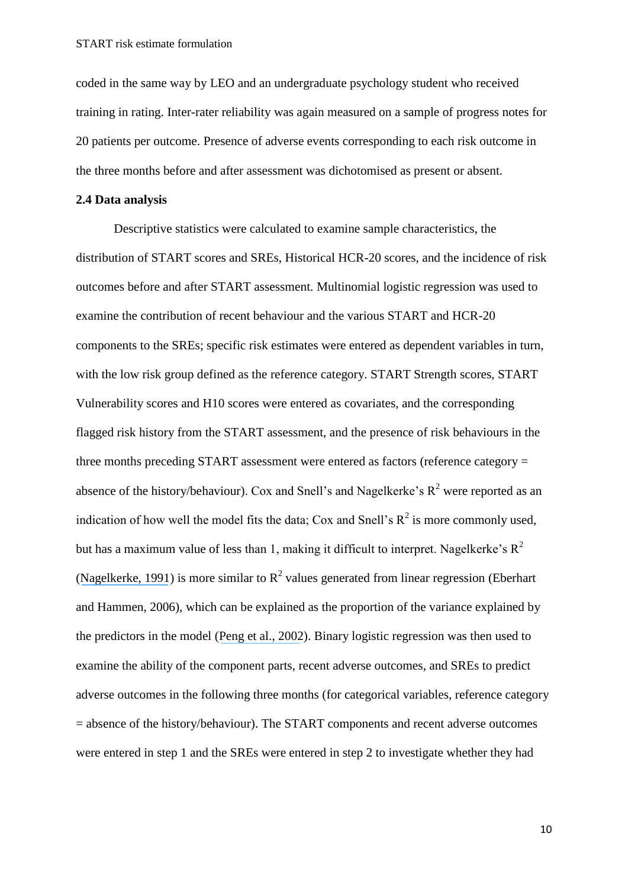coded in the same way by LEO and an undergraduate psychology student who received training in rating. Inter-rater reliability was again measured on a sample of progress notes for 20 patients per outcome. Presence of adverse events corresponding to each risk outcome in the three months before and after assessment was dichotomised as present or absent.

**2.4 Data analysis**

Descriptive statistics were calculated to examine sample characteristics, the distribution of START scores and SREs, Historical HCR-20 scores, and the incidence of risk outcomes before and after START assessment. Multinomial logistic regression was used to examine the contribution of recent behaviour and the various START and HCR-20 components to the SREs; specific risk estimates were entered as dependent variables in turn, with the low risk group defined as the reference category. START Strength scores, START Vulnerability scores and H10 scores were entered as covariates, and the corresponding flagged risk history from the START assessment, and the presence of risk behaviours in the three months preceding START assessment were entered as factors (reference category = absence of the history/behaviour). Cox and Snell's and Nagelkerke's $R^2$ were reported as an indication of how well the model fits the data; Cox and Snell's $R^2$ is more commonly used, but has a maximum value of less than 1, making it difficult to interpret. Nagelkerke's $R^2$ (Nagelkerke, 1991) is more similar to $R^2$ values generated from linear regression (Eberhart and Hammen, 2006), which can be explained as the proportion of the variance explained by the predictors in the model (Peng et al., 2002). Binary logistic regression was then used to examine the ability of the component parts, recent adverse outcomes, and SREs to predict adverse outcomes in the following three months (for categorical variables, reference category = absence of the history/behaviour). The START components and recent adverse outcomes were entered in step 1 and the SREs were entered in step 2 to investigate whether they had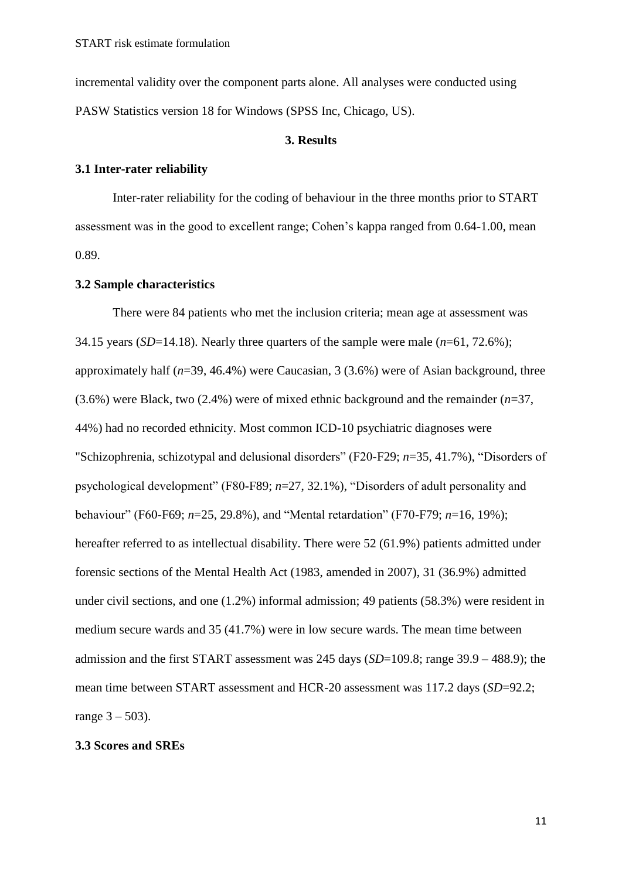incremental validity over the component parts alone. All analyses were conducted using PASW Statistics version 18 for Windows (SPSS Inc, Chicago, US).

## 3. Results

### 3.1 Inter-rater reliability

Inter-rater reliability for the coding of behaviour in the three months prior to START assessment was in the good to excellent range; Cohen's kappa ranged from 0.64-1.00, mean 0.89.

### 3.2 Sample characteristics

There were 84 patients who met the inclusion criteria; mean age at assessment was 34.15 years (*SD*=14.18). Nearly three quarters of the sample were male (*n*=61, 72.6%); approximately half (*n*=39, 46.4%) were Caucasian, 3 (3.6%) were of Asian background, three (3.6%) were Black, two (2.4%) were of mixed ethnic background and the remainder (*n*=37, 44%) had no recorded ethnicity. Most common ICD-10 psychiatric diagnoses were "Schizophrenia, schizotypal and delusional disorders" (F20-F29; *n*=35, 41.7%), "Disorders of psychological development" (F80-F89; *n*=27, 32.1%), "Disorders of adult personality and behaviour" (F60-F69; *n*=25, 29.8%), and "Mental retardation" (F70-F79; *n*=16, 19%); hereafter referred to as intellectual disability. There were 52 (61.9%) patients admitted under forensic sections of the Mental Health Act (1983, amended in 2007), 31 (36.9%) admitted under civil sections, and one (1.2%) informal admission; 49 patients (58.3%) were resident in medium secure wards and 35 (41.7%) were in low secure wards. The mean time between admission and the first START assessment was 245 days (*SD*=109.8; range 39.9 – 488.9); the mean time between START assessment and HCR-20 assessment was 117.2 days (*SD*=92.2; range 3 – 503).

### 3.3 Scores and SREs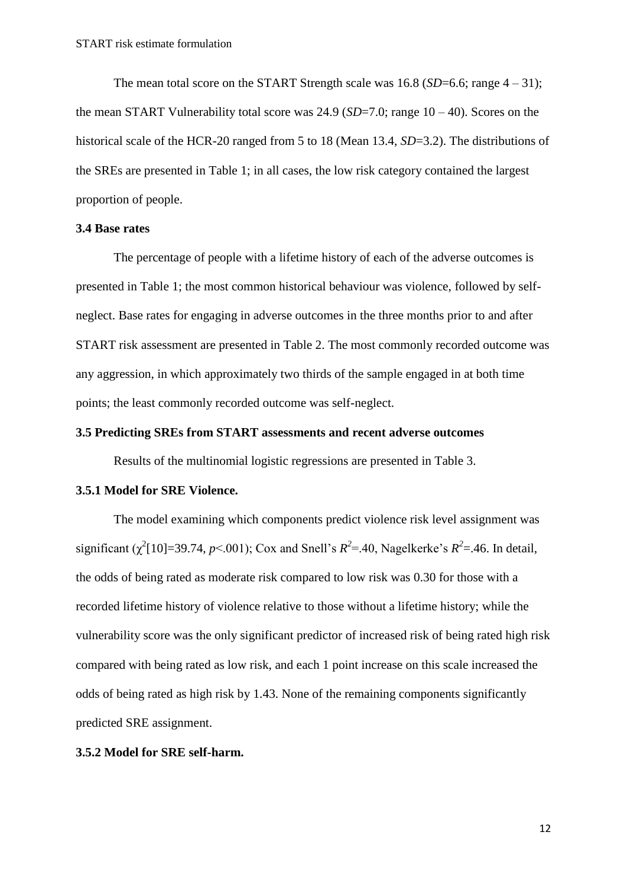The mean total score on the START Strength scale was 16.8 (*SD*=6.6; range 4 – 31); the mean START Vulnerability total score was 24.9 (*SD*=7.0; range 10 – 40). Scores on the historical scale of the HCR-20 ranged from 5 to 18 (Mean 13.4, *SD*=3.2). The distributions of the SREs are presented in Table 1; in all cases, the low risk category contained the largest proportion of people.

### 3.4 Base rates

The percentage of people with a lifetime history of each of the adverse outcomes is presented in Table 1; the most common historical behaviour was violence, followed by self-neglect. Base rates for engaging in adverse outcomes in the three months prior to and after START risk assessment are presented in Table 2. The most commonly recorded outcome was any aggression, in which approximately two thirds of the sample engaged in at both time points; the least commonly recorded outcome was self-neglect.

### 3.5 Predicting SREs from START assessments and recent adverse outcomes

Results of the multinomial logistic regressions are presented in Table 3.

#### 3.5.1 Model for SRE Violence.

The model examining which components predict violence risk level assignment was significant ($\chi^2$[10]=39.74, $p$<.001); Cox and Snell's $R^2$=.40, Nagelkerke's $R^2$=.46. In detail, the odds of being rated as moderate risk compared to low risk was 0.30 for those with a recorded lifetime history of violence relative to those without a lifetime history; while the vulnerability score was the only significant predictor of increased risk of being rated high risk compared with being rated as low risk, and each 1 point increase on this scale increased the odds of being rated as high risk by 1.43. None of the remaining components significantly predicted SRE assignment.

#### 3.5.2 Model for SRE self-harm.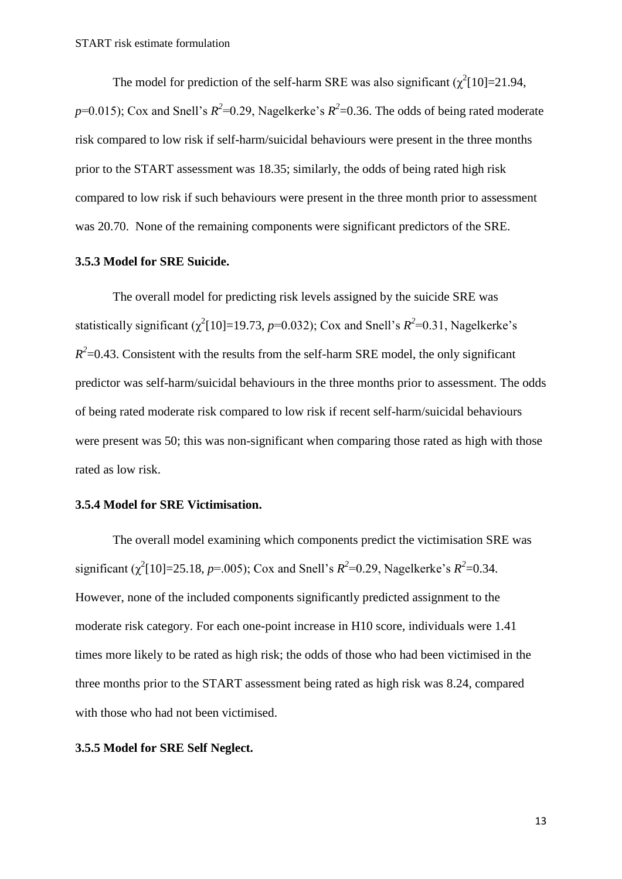The model for prediction of the self-harm SRE was also significant ($\chi^2$[10]=21.94, $p$=0.015); Cox and Snell's $R^2$=0.29, Nagelkerke's $R^2$=0.36. The odds of being rated moderate risk compared to low risk if self-harm/suicidal behaviours were present in the three months prior to the START assessment was 18.35; similarly, the odds of being rated high risk compared to low risk if such behaviours were present in the three month prior to assessment was 20.70. None of the remaining components were significant predictors of the SRE.

### 3.5.3 Model for SRE Suicide.

The overall model for predicting risk levels assigned by the suicide SRE was statistically significant ($\chi^2$[10]=19.73, $p$=0.032); Cox and Snell's $R^2$=0.31, Nagelkerke's $R^2$=0.43. Consistent with the results from the self-harm SRE model, the only significant predictor was self-harm/suicidal behaviours in the three months prior to assessment. The odds of being rated moderate risk compared to low risk if recent self-harm/suicidal behaviours were present was 50; this was non-significant when comparing those rated as high with those rated as low risk.

### 3.5.4 Model for SRE Victimisation.

The overall model examining which components predict the victimisation SRE was significant ($\chi^2$[10]=25.18, $p$=.005); Cox and Snell's $R^2$=0.29, Nagelkerke's $R^2$=0.34. However, none of the included components significantly predicted assignment to the moderate risk category. For each one-point increase in H10 score, individuals were 1.41 times more likely to be rated as high risk; the odds of those who had been victimised in the three months prior to the START assessment being rated as high risk was 8.24, compared with those who had not been victimised.

### 3.5.5 Model for SRE Self Neglect.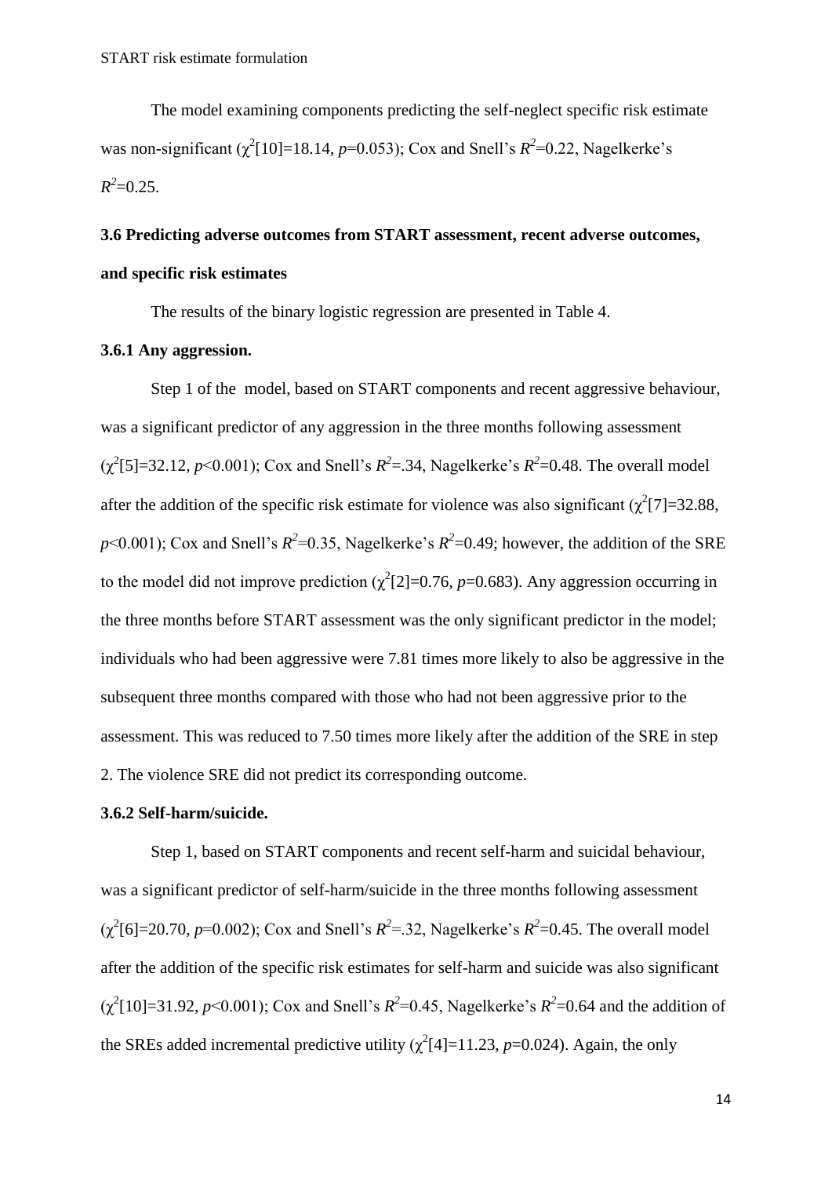The model examining components predicting the self-neglect specific risk estimate was non-significant ($\chi^2[10]=18.14$, $p=0.053$); Cox and Snell's $R^2=0.22$, Nagelkerke's $R^2=0.25$.

### 3.6 Predicting adverse outcomes from START assessment, recent adverse outcomes, and specific risk estimates

The results of the binary logistic regression are presented in Table 4.

#### 3.6.1 Any aggression.

Step 1 of the model, based on START components and recent aggressive behaviour, was a significant predictor of any aggression in the three months following assessment ($\chi^2[5]=32.12$, $p<0.001$); Cox and Snell's $R^2=.34$, Nagelkerke's $R^2=0.48$. The overall model after the addition of the specific risk estimate for violence was also significant ($\chi^2[7]=32.88$, $p<0.001$); Cox and Snell's $R^2=0.35$, Nagelkerke's $R^2=0.49$; however, the addition of the SRE to the model did not improve prediction ($\chi^2[2]=0.76$, $p=0.683$). Any aggression occurring in the three months before START assessment was the only significant predictor in the model; individuals who had been aggressive were 7.81 times more likely to also be aggressive in the subsequent three months compared with those who had not been aggressive prior to the assessment. This was reduced to 7.50 times more likely after the addition of the SRE in step 2. The violence SRE did not predict its corresponding outcome.

#### 3.6.2 Self-harm/suicide.

Step 1, based on START components and recent self-harm and suicidal behaviour, was a significant predictor of self-harm/suicide in the three months following assessment ($\chi^2[6]=20.70$, $p=0.002$); Cox and Snell's $R^2=.32$, Nagelkerke's $R^2=0.45$. The overall model after the addition of the specific risk estimates for self-harm and suicide was also significant ($\chi^2[10]=31.92$, $p<0.001$); Cox and Snell's $R^2=0.45$, Nagelkerke's $R^2=0.64$ and the addition of the SREs added incremental predictive utility ($\chi^2[4]=11.23$, $p=0.024$). Again, the only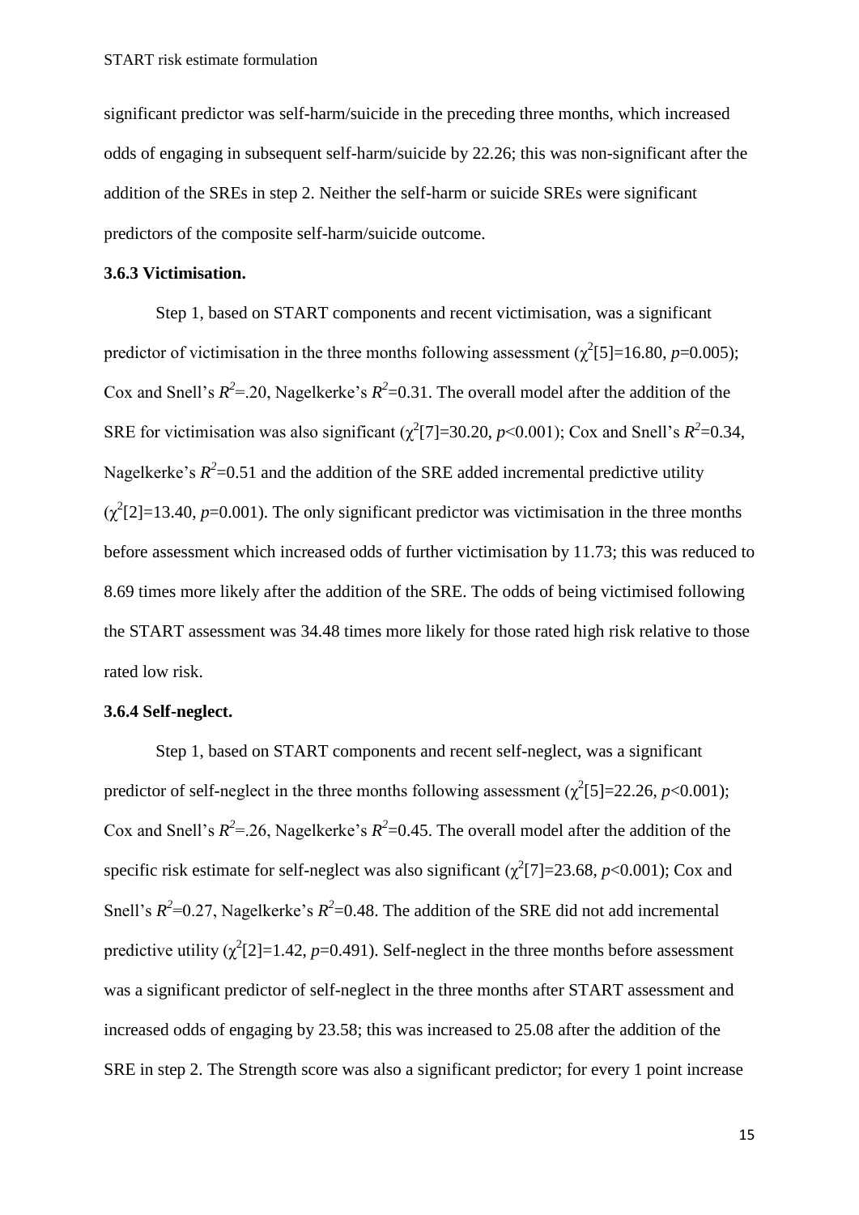significant predictor was self-harm/suicide in the preceding three months, which increased odds of engaging in subsequent self-harm/suicide by 22.26; this was non-significant after the addition of the SREs in step 2. Neither the self-harm or suicide SREs were significant predictors of the composite self-harm/suicide outcome.

### 3.6.3 Victimisation.

Step 1, based on START components and recent victimisation, was a significant predictor of victimisation in the three months following assessment ($\chi^2$[5]=16.80, $p$=0.005); Cox and Snell's $R^2$=.20, Nagelkerke's $R^2$=0.31. The overall model after the addition of the SRE for victimisation was also significant ($\chi^2$[7]=30.20, $p$<0.001); Cox and Snell's $R^2$=0.34, Nagelkerke's $R^2$=0.51 and the addition of the SRE added incremental predictive utility ($\chi^2$[2]=13.40, $p$=0.001). The only significant predictor was victimisation in the three months before assessment which increased odds of further victimisation by 11.73; this was reduced to 8.69 times more likely after the addition of the SRE. The odds of being victimised following the START assessment was 34.48 times more likely for those rated high risk relative to those rated low risk.

### 3.6.4 Self-neglect.

Step 1, based on START components and recent self-neglect, was a significant predictor of self-neglect in the three months following assessment ($\chi^2$[5]=22.26, $p$<0.001); Cox and Snell's $R^2$=.26, Nagelkerke's $R^2$=0.45. The overall model after the addition of the specific risk estimate for self-neglect was also significant ($\chi^2$[7]=23.68, $p$<0.001); Cox and Snell's $R^2$=0.27, Nagelkerke's $R^2$=0.48. The addition of the SRE did not add incremental predictive utility ($\chi^2$[2]=1.42, $p$=0.491). Self-neglect in the three months before assessment was a significant predictor of self-neglect in the three months after START assessment and increased odds of engaging by 23.58; this was increased to 25.08 after the addition of the SRE in step 2. The Strength score was also a significant predictor; for every 1 point increase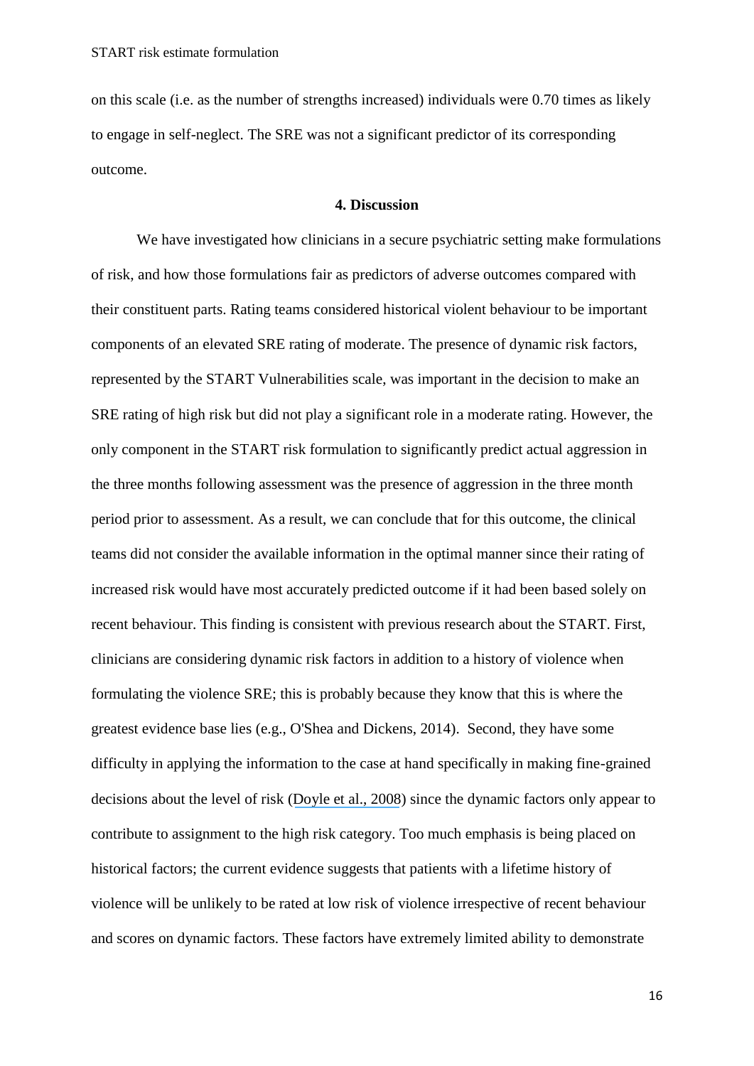on this scale (i.e. as the number of strengths increased) individuals were 0.70 times as likely to engage in self-neglect. The SRE was not a significant predictor of its corresponding outcome.

## 4. Discussion

We have investigated how clinicians in a secure psychiatric setting make formulations of risk, and how those formulations fair as predictors of adverse outcomes compared with their constituent parts. Rating teams considered historical violent behaviour to be important components of an elevated SRE rating of moderate. The presence of dynamic risk factors, represented by the START Vulnerabilities scale, was important in the decision to make an SRE rating of high risk but did not play a significant role in a moderate rating. However, the only component in the START risk formulation to significantly predict actual aggression in the three months following assessment was the presence of aggression in the three month period prior to assessment. As a result, we can conclude that for this outcome, the clinical teams did not consider the available information in the optimal manner since their rating of increased risk would have most accurately predicted outcome if it had been based solely on recent behaviour. This finding is consistent with previous research about the START. First, clinicians are considering dynamic risk factors in addition to a history of violence when formulating the violence SRE; this is probably because they know that this is where the greatest evidence base lies (e.g., O'Shea and Dickens, 2014). Second, they have some difficulty in applying the information to the case at hand specifically in making fine-grained decisions about the level of risk (Doyle et al., 2008) since the dynamic factors only appear to contribute to assignment to the high risk category. Too much emphasis is being placed on historical factors; the current evidence suggests that patients with a lifetime history of violence will be unlikely to be rated at low risk of violence irrespective of recent behaviour and scores on dynamic factors. These factors have extremely limited ability to demonstrate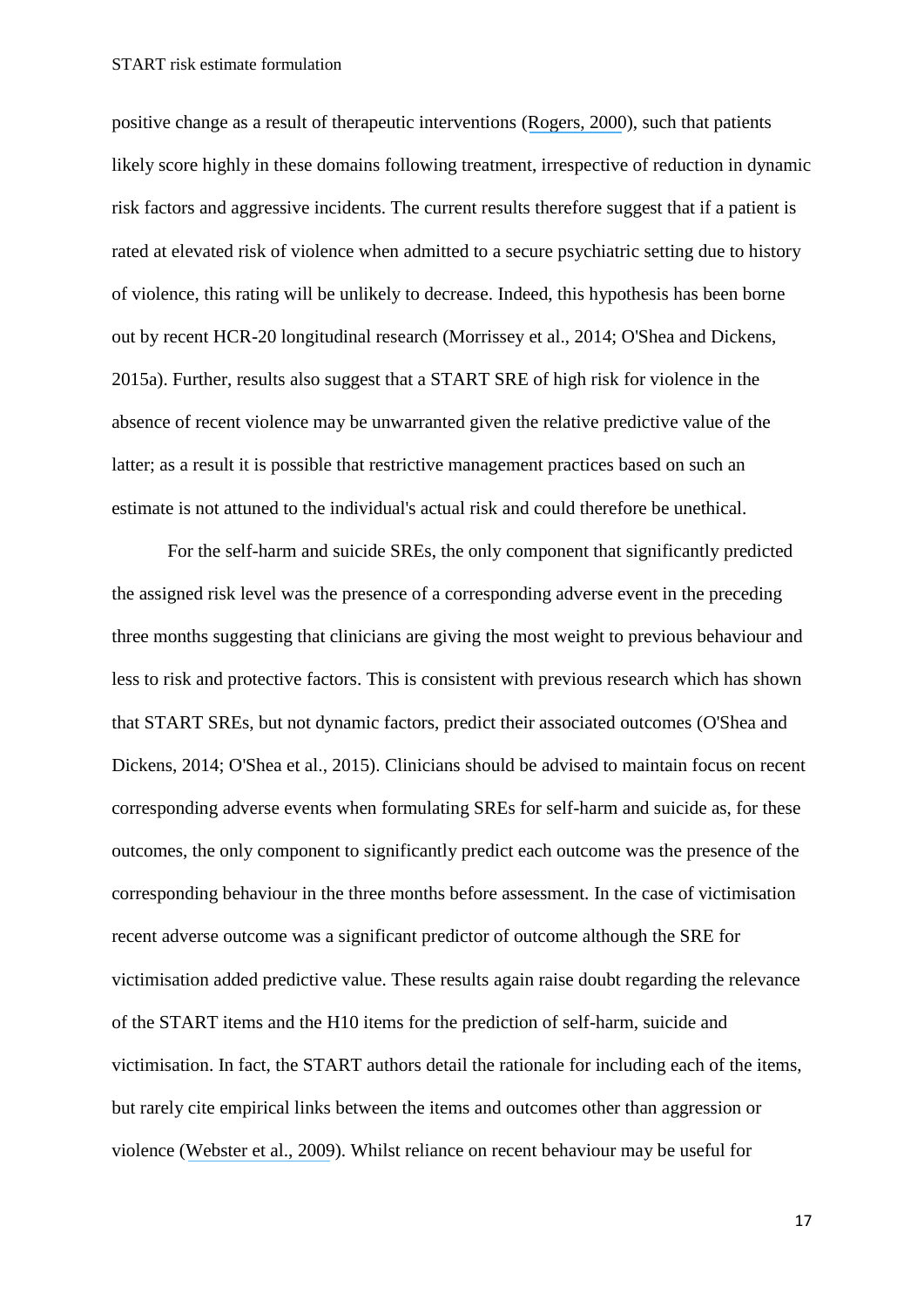positive change as a result of therapeutic interventions (Rogers, 2000), such that patients likely score highly in these domains following treatment, irrespective of reduction in dynamic risk factors and aggressive incidents. The current results therefore suggest that if a patient is rated at elevated risk of violence when admitted to a secure psychiatric setting due to history of violence, this rating will be unlikely to decrease. Indeed, this hypothesis has been borne out by recent HCR-20 longitudinal research (Morrissey et al., 2014; O'Shea and Dickens, 2015a). Further, results also suggest that a START SRE of high risk for violence in the absence of recent violence may be unwarranted given the relative predictive value of the latter; as a result it is possible that restrictive management practices based on such an estimate is not attuned to the individual's actual risk and could therefore be unethical.

For the self-harm and suicide SREs, the only component that significantly predicted the assigned risk level was the presence of a corresponding adverse event in the preceding three months suggesting that clinicians are giving the most weight to previous behaviour and less to risk and protective factors. This is consistent with previous research which has shown that START SREs, but not dynamic factors, predict their associated outcomes (O'Shea and Dickens, 2014; O'Shea et al., 2015). Clinicians should be advised to maintain focus on recent corresponding adverse events when formulating SREs for self-harm and suicide as, for these outcomes, the only component to significantly predict each outcome was the presence of the corresponding behaviour in the three months before assessment. In the case of victimisation recent adverse outcome was a significant predictor of outcome although the SRE for victimisation added predictive value. These results again raise doubt regarding the relevance of the START items and the H10 items for the prediction of self-harm, suicide and victimisation. In fact, the START authors detail the rationale for including each of the items, but rarely cite empirical links between the items and outcomes other than aggression or violence (Webster et al., 2009). Whilst reliance on recent behaviour may be useful for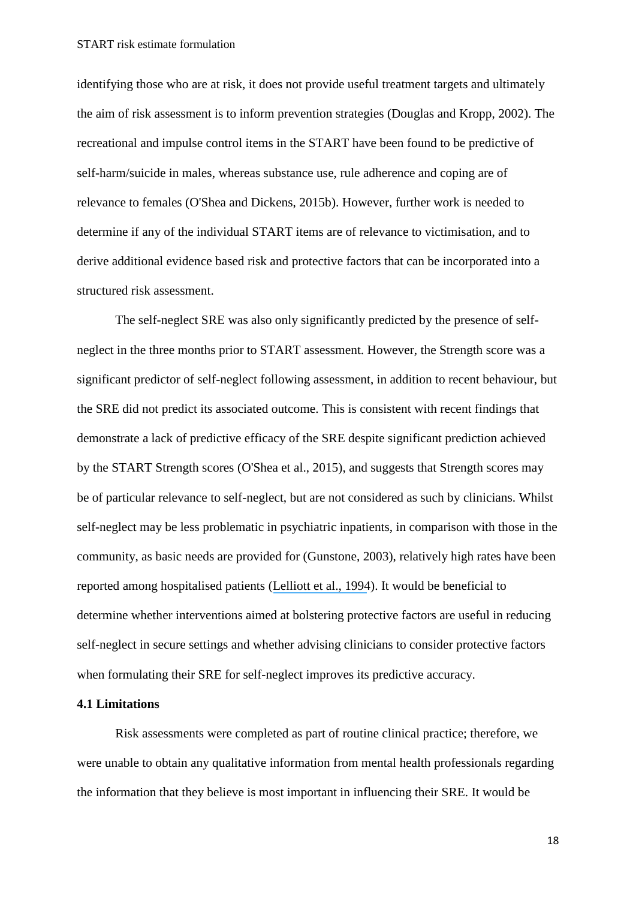identifying those who are at risk, it does not provide useful treatment targets and ultimately the aim of risk assessment is to inform prevention strategies (Douglas and Kropp, 2002). The recreational and impulse control items in the START have been found to be predictive of self-harm/suicide in males, whereas substance use, rule adherence and coping are of relevance to females (O'Shea and Dickens, 2015b). However, further work is needed to determine if any of the individual START items are of relevance to victimisation, and to derive additional evidence based risk and protective factors that can be incorporated into a structured risk assessment.

The self-neglect SRE was also only significantly predicted by the presence of self-neglect in the three months prior to START assessment. However, the Strength score was a significant predictor of self-neglect following assessment, in addition to recent behaviour, but the SRE did not predict its associated outcome. This is consistent with recent findings that demonstrate a lack of predictive efficacy of the SRE despite significant prediction achieved by the START Strength scores (O'Shea et al., 2015), and suggests that Strength scores may be of particular relevance to self-neglect, but are not considered as such by clinicians. Whilst self-neglect may be less problematic in psychiatric inpatients, in comparison with those in the community, as basic needs are provided for (Gunstone, 2003), relatively high rates have been reported among hospitalised patients (Lelliott et al., 1994). It would be beneficial to determine whether interventions aimed at bolstering protective factors are useful in reducing self-neglect in secure settings and whether advising clinicians to consider protective factors when formulating their SRE for self-neglect improves its predictive accuracy.

### 4.1 Limitations

Risk assessments were completed as part of routine clinical practice; therefore, we were unable to obtain any qualitative information from mental health professionals regarding the information that they believe is most important in influencing their SRE. It would be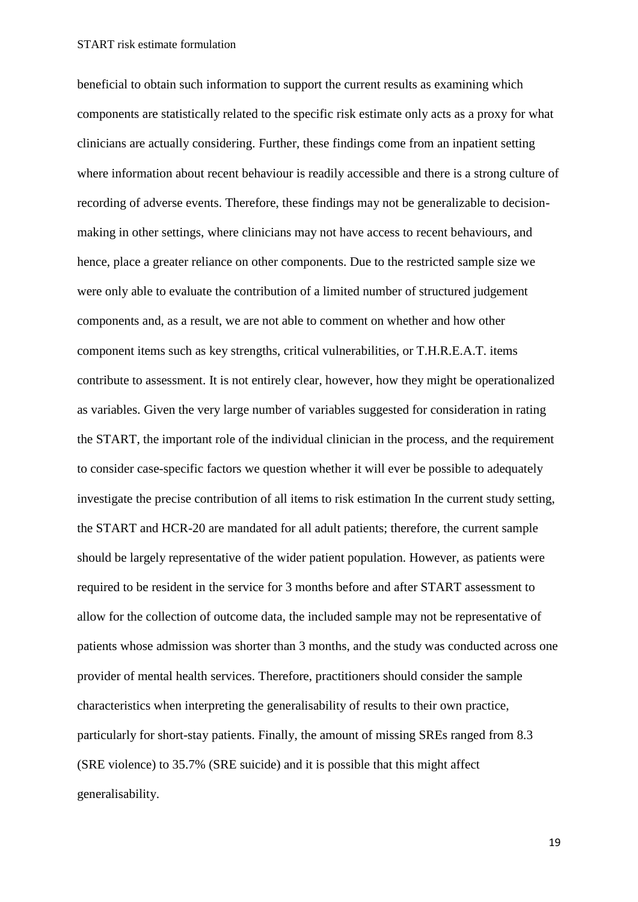beneficial to obtain such information to support the current results as examining which components are statistically related to the specific risk estimate only acts as a proxy for what clinicians are actually considering. Further, these findings come from an inpatient setting where information about recent behaviour is readily accessible and there is a strong culture of recording of adverse events. Therefore, these findings may not be generalizable to decision-making in other settings, where clinicians may not have access to recent behaviours, and hence, place a greater reliance on other components. Due to the restricted sample size we were only able to evaluate the contribution of a limited number of structured judgement components and, as a result, we are not able to comment on whether and how other component items such as key strengths, critical vulnerabilities, or T.H.R.E.A.T. items contribute to assessment. It is not entirely clear, however, how they might be operationalized as variables. Given the very large number of variables suggested for consideration in rating the START, the important role of the individual clinician in the process, and the requirement to consider case-specific factors we question whether it will ever be possible to adequately investigate the precise contribution of all items to risk estimation In the current study setting, the START and HCR-20 are mandated for all adult patients; therefore, the current sample should be largely representative of the wider patient population. However, as patients were required to be resident in the service for 3 months before and after START assessment to allow for the collection of outcome data, the included sample may not be representative of patients whose admission was shorter than 3 months, and the study was conducted across one provider of mental health services. Therefore, practitioners should consider the sample characteristics when interpreting the generalisability of results to their own practice, particularly for short-stay patients. Finally, the amount of missing SREs ranged from 8.3 (SRE violence) to 35.7% (SRE suicide) and it is possible that this might affect generalisability.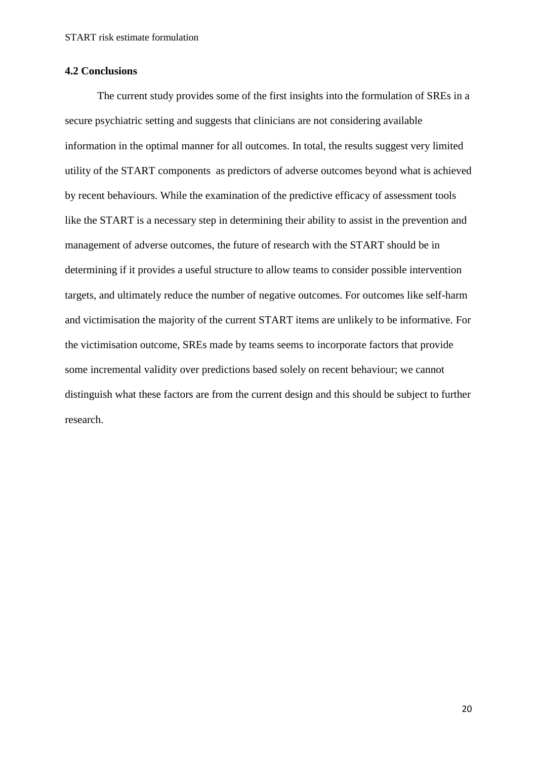### 4.2 Conclusions

The current study provides some of the first insights into the formulation of SREs in a secure psychiatric setting and suggests that clinicians are not considering available information in the optimal manner for all outcomes. In total, the results suggest very limited utility of the START components as predictors of adverse outcomes beyond what is achieved by recent behaviours. While the examination of the predictive efficacy of assessment tools like the START is a necessary step in determining their ability to assist in the prevention and management of adverse outcomes, the future of research with the START should be in determining if it provides a useful structure to allow teams to consider possible intervention targets, and ultimately reduce the number of negative outcomes. For outcomes like self-harm and victimisation the majority of the current START items are unlikely to be informative. For the victimisation outcome, SREs made by teams seems to incorporate factors that provide some incremental validity over predictions based solely on recent behaviour; we cannot distinguish what these factors are from the current design and this should be subject to further research.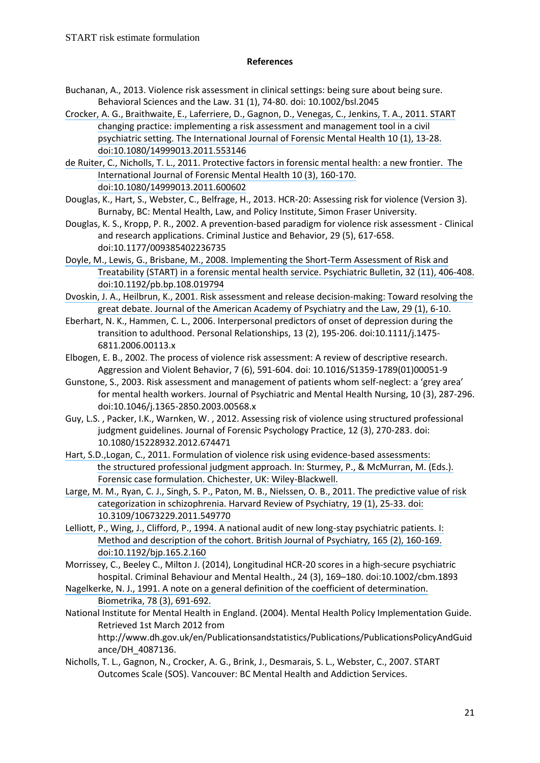**References**

Buchanan, A., 2013. Violence risk assessment in clinical settings: being sure about being sure. Behavioral Sciences and the Law. 31 (1), 74-80. doi: 10.1002/bsl.2045

Crocker, A. G., Braithwaite, E., Laferriere, D., Gagnon, D., Venegas, C., Jenkins, T. A., 2011. START changing practice: implementing a risk assessment and management tool in a civil psychiatric setting. The International Journal of Forensic Mental Health 10 (1), 13-28. doi:10.1080/14999013.2011.553146

de Ruiter, C., Nicholls, T. L., 2011. Protective factors in forensic mental health: a new frontier. The International Journal of Forensic Mental Health 10 (3), 160-170. doi:10.1080/14999013.2011.600602

Douglas, K., Hart, S., Webster, C., Belfrage, H., 2013. HCR-20: Assessing risk for violence (Version 3). Burnaby, BC: Mental Health, Law, and Policy Institute, Simon Fraser University.

Douglas, K. S., Kropp, P. R., 2002. A prevention-based paradigm for violence risk assessment - Clinical and research applications. Criminal Justice and Behavior, 29 (5), 617-658. doi:10.1177/009385402236735

Doyle, M., Lewis, G., Brisbane, M., 2008. Implementing the Short-Term Assessment of Risk and Treatability (START) in a forensic mental health service. Psychiatric Bulletin, 32 (11), 406-408. doi:10.1192/pb.bp.108.019794

Dvoskin, J. A., Heilbrun, K., 2001. Risk assessment and release decision-making: Toward resolving the great debate. Journal of the American Academy of Psychiatry and the Law, 29 (1), 6-10.

Eberhart, N. K., Hammen, C. L., 2006. Interpersonal predictors of onset of depression during the transition to adulthood. Personal Relationships, 13 (2), 195-206. doi:10.1111/j.1475-6811.2006.00113.x

Elbogen, E. B., 2002. The process of violence risk assessment: A review of descriptive research. Aggression and Violent Behavior, 7 (6), 591-604. doi: 10.1016/S1359-1789(01)00051-9

Gunstone, S., 2003. Risk assessment and management of patients whom self-neglect: a 'grey area' for mental health workers. Journal of Psychiatric and Mental Health Nursing, 10 (3), 287-296. doi:10.1046/j.1365-2850.2003.00568.x

Guy, L.S. , Packer, I.K., Warnken, W. , 2012. Assessing risk of violence using structured professional judgment guidelines. Journal of Forensic Psychology Practice, 12 (3), 270-283. doi: 10.1080/15228932.2012.674471

Hart, S.D.,Logan, C., 2011. Formulation of violence risk using evidence-based assessments: the structured professional judgment approach. In: Sturmey, P., & McMurran, M. (Eds.). Forensic case formulation. Chichester, UK: Wiley-Blackwell.

Large, M. M., Ryan, C. J., Singh, S. P., Paton, M. B., Nielssen, O. B., 2011. The predictive value of risk categorization in schizophrenia. Harvard Review of Psychiatry, 19 (1), 25-33. doi: 10.3109/10673229.2011.549770

Lelliott, P., Wing, J., Clifford, P., 1994. A national audit of new long-stay psychiatric patients. I: Method and description of the cohort. British Journal of Psychiatry, 165 (2), 160-169. doi:10.1192/bjp.165.2.160

Morrissey, C., Beeley C., Milton J. (2014), Longitudinal HCR-20 scores in a high-secure psychiatric hospital. Criminal Behaviour and Mental Health., 24 (3), 169–180. doi:10.1002/cbm.1893

Nagelkerke, N. J., 1991. A note on a general definition of the coefficient of determination. Biometrika, 78 (3), 691-692.

National Institute for Mental Health in England. (2004). Mental Health Policy Implementation Guide. Retrieved 1st March 2012 from http://www.dh.gov.uk/en/Publicationsandstatistics/Publications/PublicationsPolicyAndGuidance/DH_4087136.

Nicholls, T. L., Gagnon, N., Crocker, A. G., Brink, J., Desmarais, S. L., Webster, C., 2007. START Outcomes Scale (SOS). Vancouver: BC Mental Health and Addiction Services.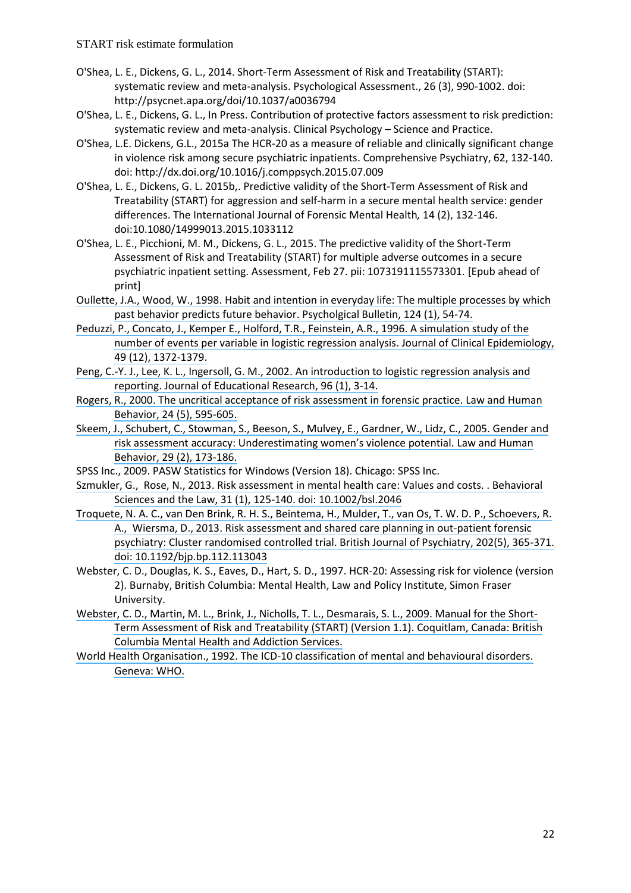O'Shea, L. E., Dickens, G. L., 2014. Short-Term Assessment of Risk and Treatability (START): systematic review and meta-analysis. Psychological Assessment., 26 (3), 990-1002. doi: http://psycnet.apa.org/doi/10.1037/a0036794

O'Shea, L. E., Dickens, G. L., In Press. Contribution of protective factors assessment to risk prediction: systematic review and meta-analysis. Clinical Psychology – Science and Practice.

O'Shea, L.E. Dickens, G.L., 2015a The HCR-20 as a measure of reliable and clinically significant change in violence risk among secure psychiatric inpatients. Comprehensive Psychiatry, 62, 132-140. doi: http://dx.doi.org/10.1016/j.comppsych.2015.07.009

O'Shea, L. E., Dickens, G. L. 2015b,. Predictive validity of the Short-Term Assessment of Risk and Treatability (START) for aggression and self-harm in a secure mental health service: gender differences. The International Journal of Forensic Mental Health*,* 14 (2), 132-146. doi:10.1080/14999013.2015.1033112

O'Shea, L. E., Picchioni, M. M., Dickens, G. L., 2015. The predictive validity of the Short-Term Assessment of Risk and Treatability (START) for multiple adverse outcomes in a secure psychiatric inpatient setting. Assessment, Feb 27. pii: 1073191115573301. [Epub ahead of print]

Oullette, J.A., Wood, W., 1998. Habit and intention in everyday life: The multiple processes by which past behavior predicts future behavior. Psycholgical Bulletin, 124 (1), 54-74.

Peduzzi, P., Concato, J., Kemper E., Holford, T.R., Feinstein, A.R., 1996. A simulation study of the number of events per variable in logistic regression analysis. Journal of Clinical Epidemiology, 49 (12), 1372-1379.

Peng, C.-Y. J., Lee, K. L., Ingersoll, G. M., 2002. An introduction to logistic regression analysis and reporting. Journal of Educational Research, 96 (1), 3-14.

Rogers, R., 2000. The uncritical acceptance of risk assessment in forensic practice. Law and Human Behavior, 24 (5), 595-605.

Skeem, J., Schubert, C., Stowman, S., Beeson, S., Mulvey, E., Gardner, W., Lidz, C., 2005. Gender and risk assessment accuracy: Underestimating women's violence potential. Law and Human Behavior, 29 (2), 173-186.

SPSS Inc., 2009. PASW Statistics for Windows (Version 18). Chicago: SPSS Inc.

Szmukler, G., Rose, N., 2013. Risk assessment in mental health care: Values and costs. . Behavioral Sciences and the Law, 31 (1), 125-140. doi: 10.1002/bsl.2046

Troquete, N. A. C., van Den Brink, R. H. S., Beintema, H., Mulder, T., van Os, T. W. D. P., Schoevers, R. A., Wiersma, D., 2013. Risk assessment and shared care planning in out-patient forensic psychiatry: Cluster randomised controlled trial. British Journal of Psychiatry, 202(5), 365-371. doi: 10.1192/bjp.bp.112.113043

Webster, C. D., Douglas, K. S., Eaves, D., Hart, S. D., 1997. HCR-20: Assessing risk for violence (version 2). Burnaby, British Columbia: Mental Health, Law and Policy Institute, Simon Fraser University.

Webster, C. D., Martin, M. L., Brink, J., Nicholls, T. L., Desmarais, S. L., 2009. Manual for the Short-Term Assessment of Risk and Treatability (START) (Version 1.1). Coquitlam, Canada: British Columbia Mental Health and Addiction Services.

World Health Organisation., 1992. The ICD-10 classification of mental and behavioural disorders. Geneva: WHO.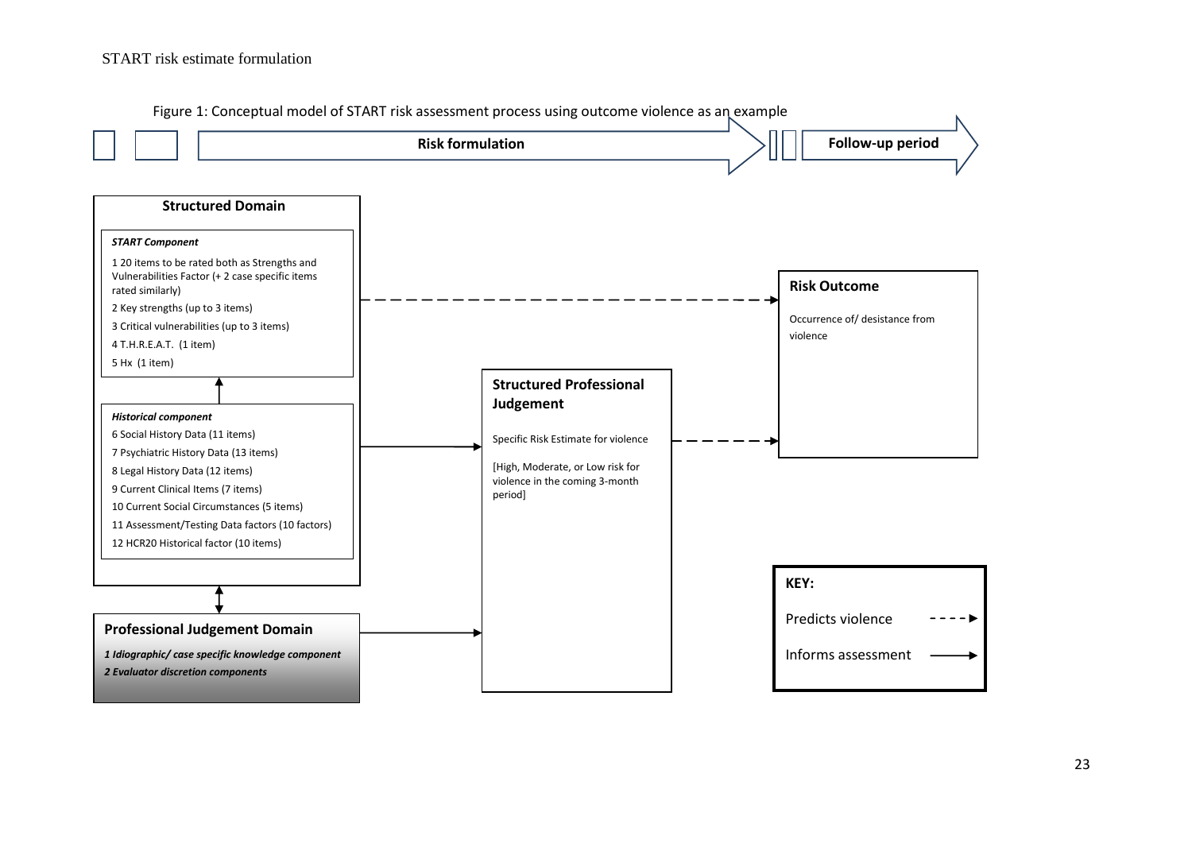Figure 1: Conceptual model of START risk assessment process using outcome violence as an example

**Risk formulation** → **Follow-up period**

**Structured Domain**

***START Component***

1 20 items to be rated both as Strengths and Vulnerabilities Factor (+ 2 case specific items rated similarly)

2 Key strengths (up to 3 items)

3 Critical vulnerabilities (up to 3 items)

4 T.H.R.E.A.T. (1 item)

5 Hx (1 item)

***Historical component***

6 Social History Data (11 items)

7 Psychiatric History Data (13 items)

8 Legal History Data (12 items)

9 Current Clinical Items (7 items)

10 Current Social Circumstances (5 items)

11 Assessment/Testing Data factors (10 factors)

12 HCR20 Historical factor (10 items)

**Professional Judgement Domain**

***1 Idiographic/ case specific knowledge component***

***2 Evaluator discretion components***

**Structured Professional Judgement**

Specific Risk Estimate for violence

[High, Moderate, or Low risk for violence in the coming 3-month period]

**Risk Outcome**

Occurrence of/ desistance from violence

**KEY:**

Predicts violence - - - ►

Informs assessment ——►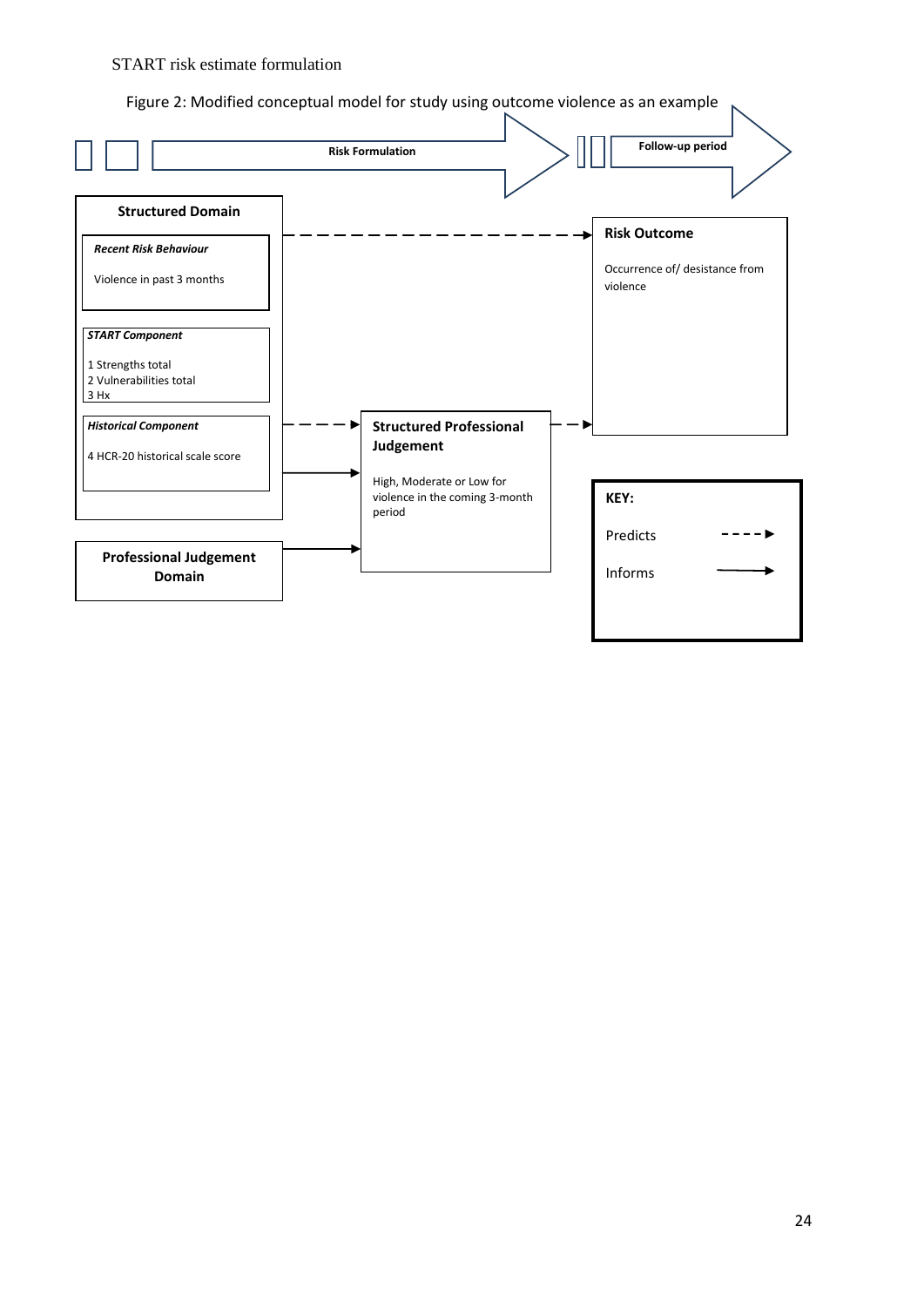START risk estimate formulation

Figure 2: Modified conceptual model for study using outcome violence as an example

**Risk Formulation**

**Follow-up period**

**Structured Domain**

***Recent Risk Behaviour***

Violence in past 3 months

***START Component***

1 Strengths total
2 Vulnerabilities total
3 Hx

***Historical Component***

4 HCR-20 historical scale score

**Professional Judgement Domain**

**Structured Professional Judgement**

High, Moderate or Low for violence in the coming 3-month period

**Risk Outcome**

Occurrence of/ desistance from violence

**KEY:**

Predicts - - - -▶

Informs ——▶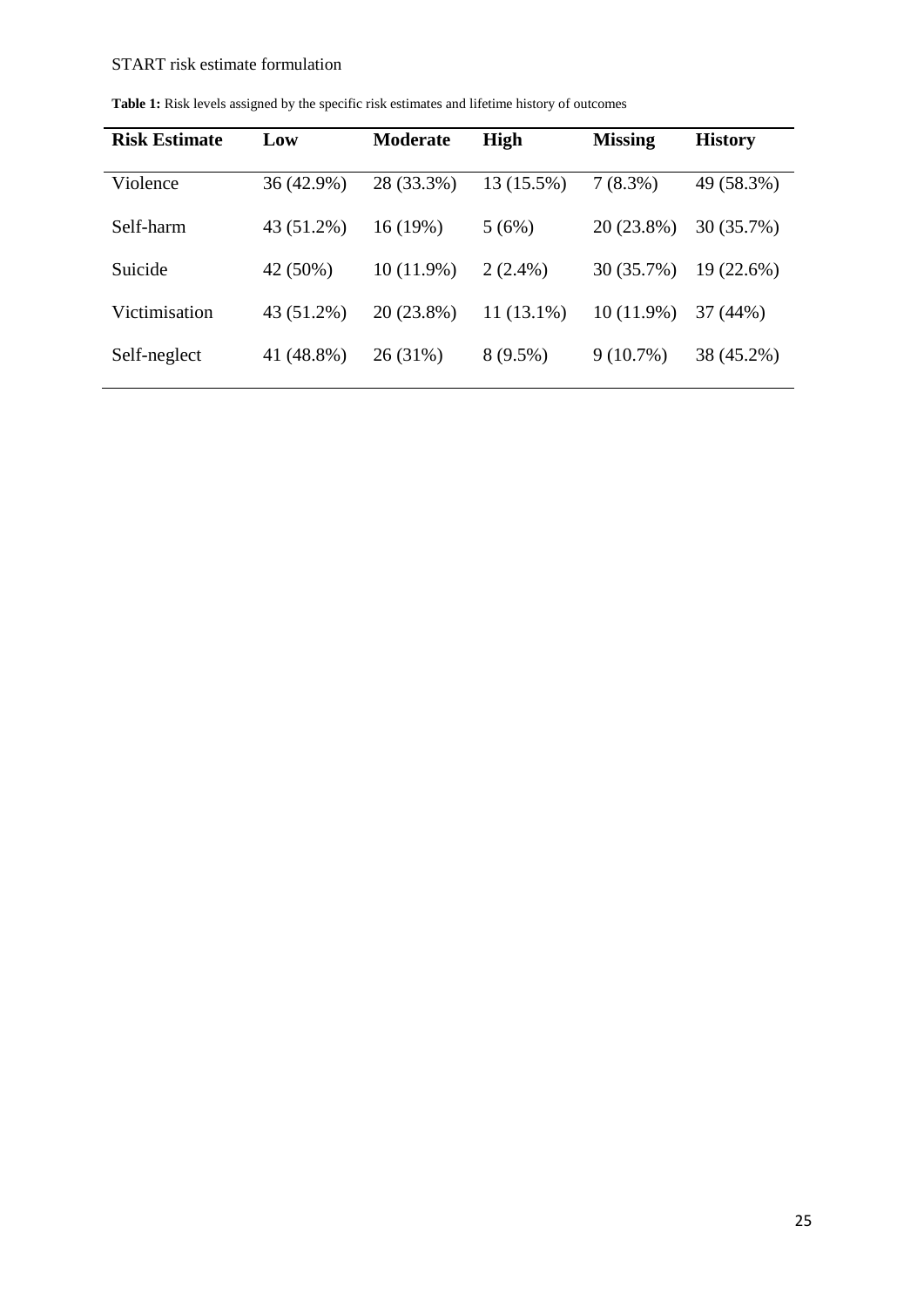**Table 1:** Risk levels assigned by the specific risk estimates and lifetime history of outcomes

| Risk Estimate | Low | Moderate | High | Missing | History |
|---|---|---|---|---|---|
| Violence | 36 (42.9%) | 28 (33.3%) | 13 (15.5%) | 7 (8.3%) | 49 (58.3%) |
| Self-harm | 43 (51.2%) | 16 (19%) | 5 (6%) | 20 (23.8%) | 30 (35.7%) |
| Suicide | 42 (50%) | 10 (11.9%) | 2 (2.4%) | 30 (35.7%) | 19 (22.6%) |
| Victimisation | 43 (51.2%) | 20 (23.8%) | 11 (13.1%) | 10 (11.9%) | 37 (44%) |
| Self-neglect | 41 (48.8%) | 26 (31%) | 8 (9.5%) | 9 (10.7%) | 38 (45.2%) |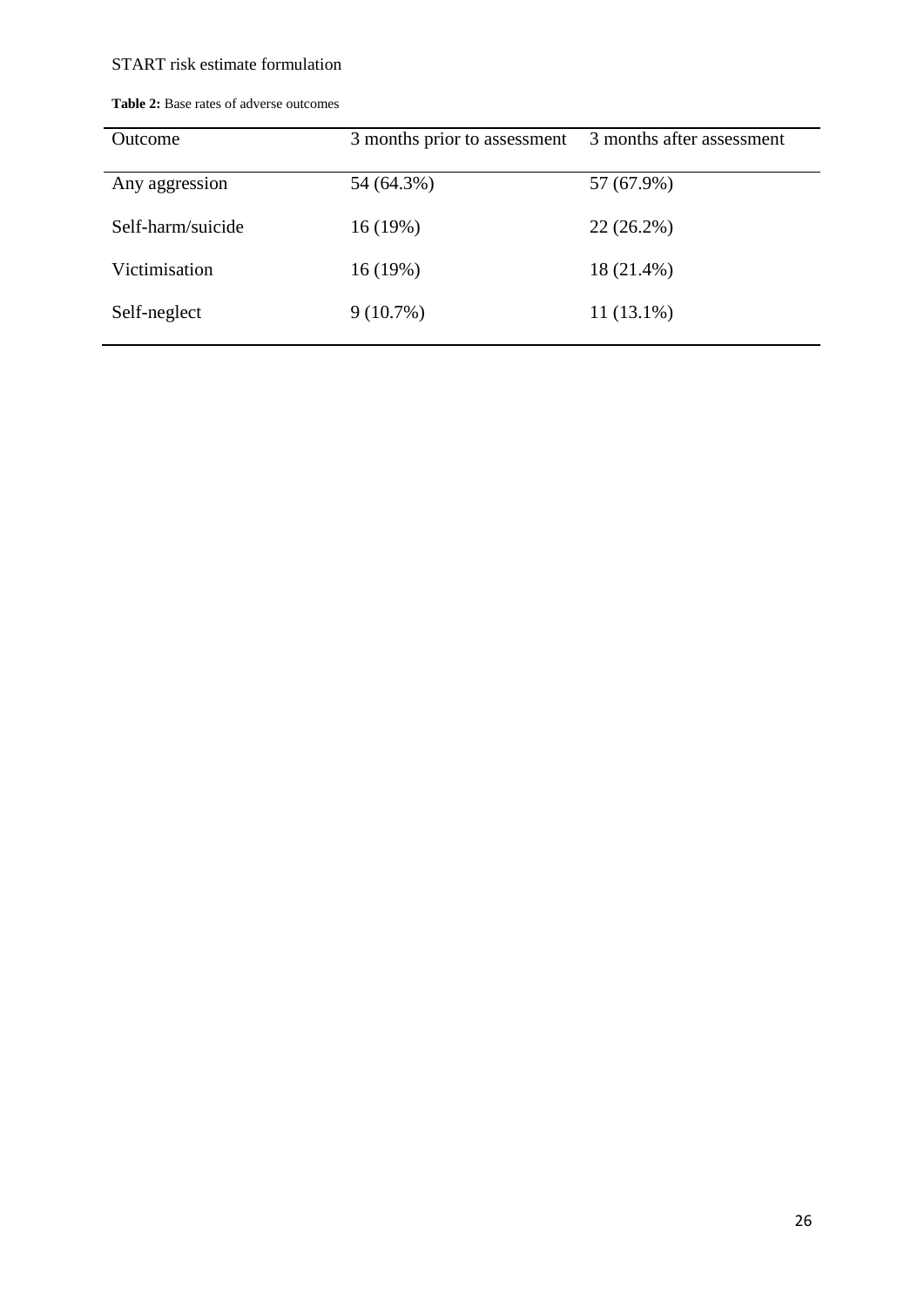**Table 2:** Base rates of adverse outcomes

| Outcome | 3 months prior to assessment | 3 months after assessment |
|---|---|---|
| Any aggression | 54 (64.3%) | 57 (67.9%) |
| Self-harm/suicide | 16 (19%) | 22 (26.2%) |
| Victimisation | 16 (19%) | 18 (21.4%) |
| Self-neglect | 9 (10.7%) | 11 (13.1%) |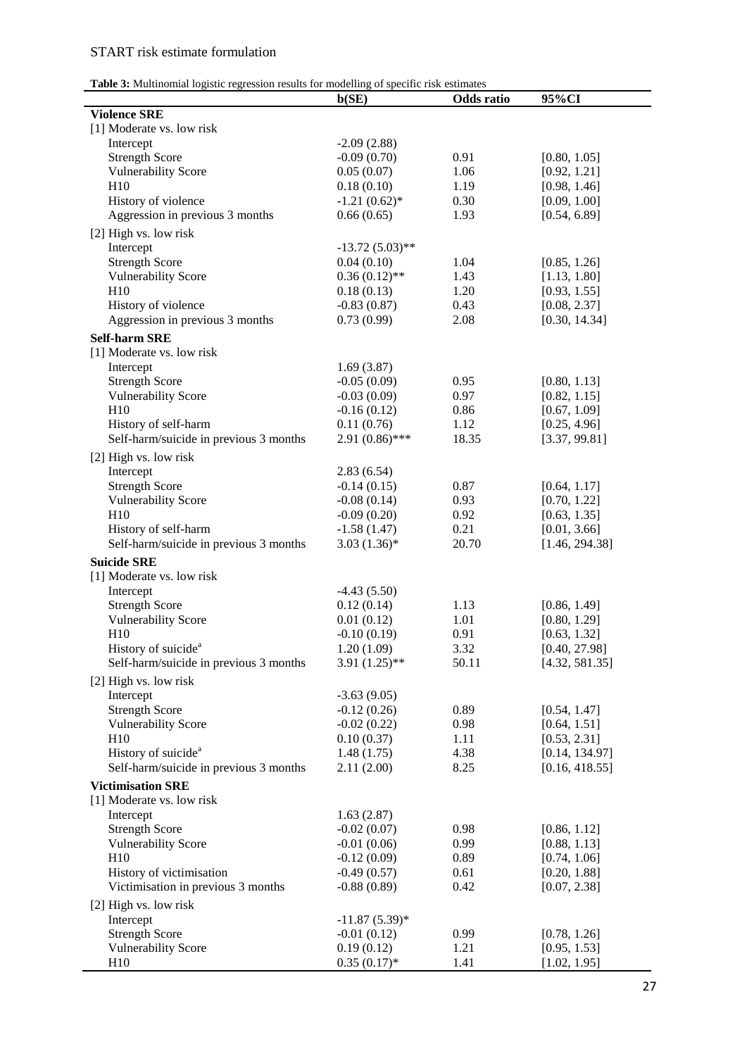START risk estimate formulation

**Table 3:** Multinomial logistic regression results for modelling of specific risk estimates

| | b(SE) | Odds ratio | 95%CI |
|---|---|---|---|
| **Violence SRE** | | | |
| [1] Moderate vs. low risk | | | |
| Intercept | -2.09 (2.88) | | |
| Strength Score | -0.09 (0.70) | 0.91 | [0.80, 1.05] |
| Vulnerability Score | 0.05 (0.07) | 1.06 | [0.92, 1.21] |
| H10 | 0.18 (0.10) | 1.19 | [0.98, 1.46] |
| History of violence | -1.21 (0.62)* | 0.30 | [0.09, 1.00] |
| Aggression in previous 3 months | 0.66 (0.65) | 1.93 | [0.54, 6.89] |
| [2] High vs. low risk | | | |
| Intercept | -13.72 (5.03)** | | |
| Strength Score | 0.04 (0.10) | 1.04 | [0.85, 1.26] |
| Vulnerability Score | 0.36 (0.12)** | 1.43 | [1.13, 1.80] |
| H10 | 0.18 (0.13) | 1.20 | [0.93, 1.55] |
| History of violence | -0.83 (0.87) | 0.43 | [0.08, 2.37] |
| Aggression in previous 3 months | 0.73 (0.99) | 2.08 | [0.30, 14.34] |
| **Self-harm SRE** | | | |
| [1] Moderate vs. low risk | | | |
| Intercept | 1.69 (3.87) | | |
| Strength Score | -0.05 (0.09) | 0.95 | [0.80, 1.13] |
| Vulnerability Score | -0.03 (0.09) | 0.97 | [0.82, 1.15] |
| H10 | -0.16 (0.12) | 0.86 | [0.67, 1.09] |
| History of self-harm | 0.11 (0.76) | 1.12 | [0.25, 4.96] |
| Self-harm/suicide in previous 3 months | 2.91 (0.86)*** | 18.35 | [3.37, 99.81] |
| [2] High vs. low risk | | | |
| Intercept | 2.83 (6.54) | | |
| Strength Score | -0.14 (0.15) | 0.87 | [0.64, 1.17] |
| Vulnerability Score | -0.08 (0.14) | 0.93 | [0.70, 1.22] |
| H10 | -0.09 (0.20) | 0.92 | [0.63, 1.35] |
| History of self-harm | -1.58 (1.47) | 0.21 | [0.01, 3.66] |
| Self-harm/suicide in previous 3 months | 3.03 (1.36)* | 20.70 | [1.46, 294.38] |
| **Suicide SRE** | | | |
| [1] Moderate vs. low risk | | | |
| Intercept | -4.43 (5.50) | | |
| Strength Score | 0.12 (0.14) | 1.13 | [0.86, 1.49] |
| Vulnerability Score | 0.01 (0.12) | 1.01 | [0.80, 1.29] |
| H10 | -0.10 (0.19) | 0.91 | [0.63, 1.32] |
| History of suicide[a] | 1.20 (1.09) | 3.32 | [0.40, 27.98] |
| Self-harm/suicide in previous 3 months | 3.91 (1.25)** | 50.11 | [4.32, 581.35] |
| [2] High vs. low risk | | | |
| Intercept | -3.63 (9.05) | | |
| Strength Score | -0.12 (0.26) | 0.89 | [0.54, 1.47] |
| Vulnerability Score | -0.02 (0.22) | 0.98 | [0.64, 1.51] |
| H10 | 0.10 (0.37) | 1.11 | [0.53, 2.31] |
| History of suicide[a] | 1.48 (1.75) | 4.38 | [0.14, 134.97] |
| Self-harm/suicide in previous 3 months | 2.11 (2.00) | 8.25 | [0.16, 418.55] |
| **Victimisation SRE** | | | |
| [1] Moderate vs. low risk | | | |
| Intercept | 1.63 (2.87) | | |
| Strength Score | -0.02 (0.07) | 0.98 | [0.86, 1.12] |
| Vulnerability Score | -0.01 (0.06) | 0.99 | [0.88, 1.13] |
| H10 | -0.12 (0.09) | 0.89 | [0.74, 1.06] |
| History of victimisation | -0.49 (0.57) | 0.61 | [0.20, 1.88] |
| Victimisation in previous 3 months | -0.88 (0.89) | 0.42 | [0.07, 2.38] |
| [2] High vs. low risk | | | |
| Intercept | -11.87 (5.39)* | | |
| Strength Score | -0.01 (0.12) | 0.99 | [0.78, 1.26] |
| Vulnerability Score | 0.19 (0.12) | 1.21 | [0.95, 1.53] |
| H10 | 0.35 (0.17)* | 1.41 | [1.02, 1.95] |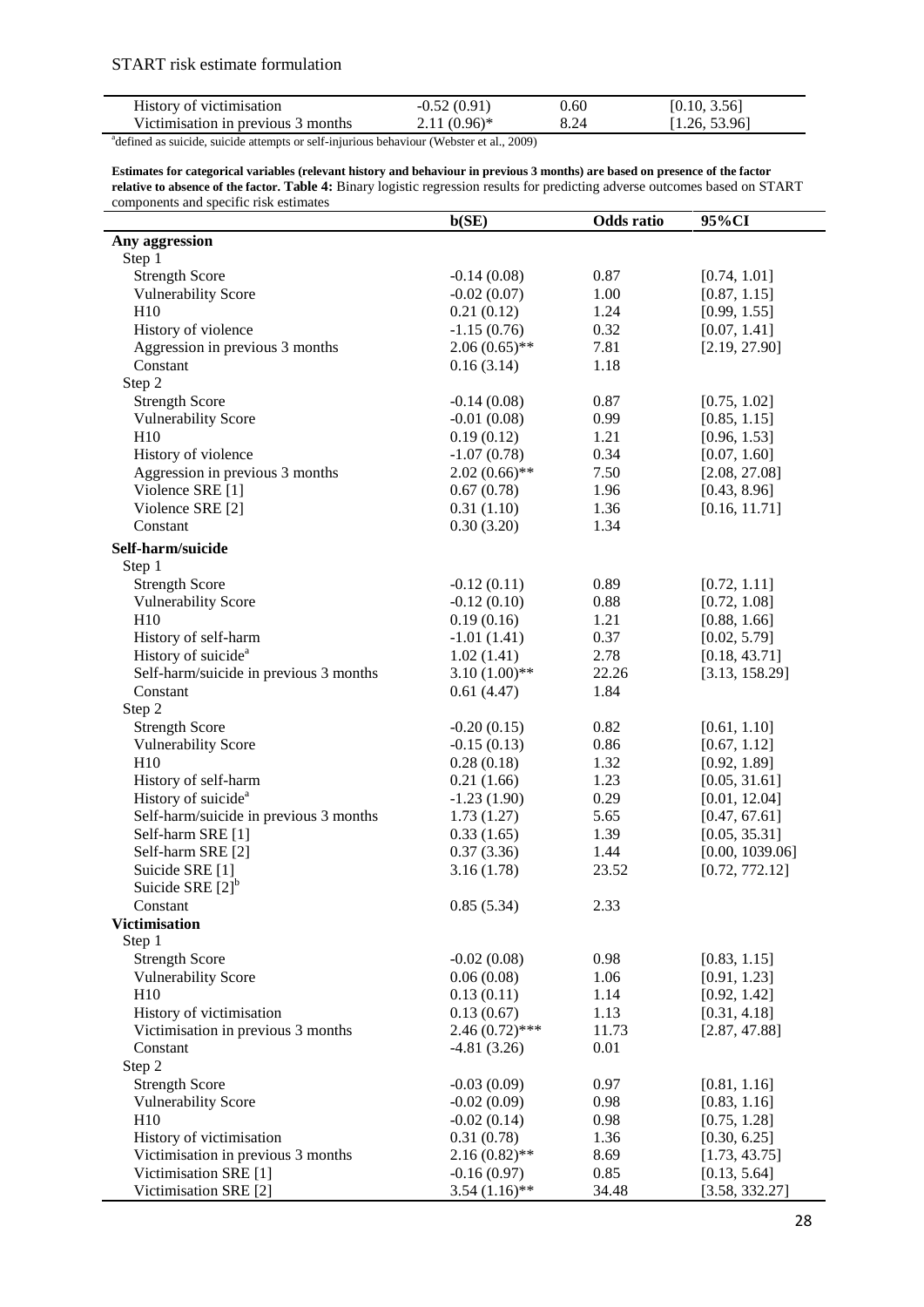START risk estimate formulation

| | | | |
|---|---|---|---|
| History of victimisation | -0.52 (0.91) | 0.60 | [0.10, 3.56] |
| Victimisation in previous 3 months | 2.11 (0.96)* | 8.24 | [1.26, 53.96] |

[a]defined as suicide, suicide attempts or self-injurious behaviour (Webster et al., 2009)

**Estimates for categorical variables (relevant history and behaviour in previous 3 months) are based on presence of the factor relative to absence of the factor. Table 4:** Binary logistic regression results for predicting adverse outcomes based on START components and specific risk estimates

| | b(SE) | Odds ratio | 95%CI |
|---|---|---|---|
| **Any aggression** | | | |
| Step 1 | | | |
| Strength Score | -0.14 (0.08) | 0.87 | [0.74, 1.01] |
| Vulnerability Score | -0.02 (0.07) | 1.00 | [0.87, 1.15] |
| H10 | 0.21 (0.12) | 1.24 | [0.99, 1.55] |
| History of violence | -1.15 (0.76) | 0.32 | [0.07, 1.41] |
| Aggression in previous 3 months | 2.06 (0.65)** | 7.81 | [2.19, 27.90] |
| Constant | 0.16 (3.14) | 1.18 | |
| Step 2 | | | |
| Strength Score | -0.14 (0.08) | 0.87 | [0.75, 1.02] |
| Vulnerability Score | -0.01 (0.08) | 0.99 | [0.85, 1.15] |
| H10 | 0.19 (0.12) | 1.21 | [0.96, 1.53] |
| History of violence | -1.07 (0.78) | 0.34 | [0.07, 1.60] |
| Aggression in previous 3 months | 2.02 (0.66)** | 7.50 | [2.08, 27.08] |
| Violence SRE [1] | 0.67 (0.78) | 1.96 | [0.43, 8.96] |
| Violence SRE [2] | 0.31 (1.10) | 1.36 | [0.16, 11.71] |
| Constant | 0.30 (3.20) | 1.34 | |
| **Self-harm/suicide** | | | |
| Step 1 | | | |
| Strength Score | -0.12 (0.11) | 0.89 | [0.72, 1.11] |
| Vulnerability Score | -0.12 (0.10) | 0.88 | [0.72, 1.08] |
| H10 | 0.19 (0.16) | 1.21 | [0.88, 1.66] |
| History of self-harm | -1.01 (1.41) | 0.37 | [0.02, 5.79] |
| History of suicide[a] | 1.02 (1.41) | 2.78 | [0.18, 43.71] |
| Self-harm/suicide in previous 3 months | 3.10 (1.00)** | 22.26 | [3.13, 158.29] |
| Constant | 0.61 (4.47) | 1.84 | |
| Step 2 | | | |
| Strength Score | -0.20 (0.15) | 0.82 | [0.61, 1.10] |
| Vulnerability Score | -0.15 (0.13) | 0.86 | [0.67, 1.12] |
| H10 | 0.28 (0.18) | 1.32 | [0.92, 1.89] |
| History of self-harm | 0.21 (1.66) | 1.23 | [0.05, 31.61] |
| History of suicide[a] | -1.23 (1.90) | 0.29 | [0.01, 12.04] |
| Self-harm/suicide in previous 3 months | 1.73 (1.27) | 5.65 | [0.47, 67.61] |
| Self-harm SRE [1] | 0.33 (1.65) | 1.39 | [0.05, 35.31] |
| Self-harm SRE [2] | 0.37 (3.36) | 1.44 | [0.00, 1039.06] |
| Suicide SRE [1] | 3.16 (1.78) | 23.52 | [0.72, 772.12] |
| Suicide SRE [2][b] | | | |
| Constant | 0.85 (5.34) | 2.33 | |
| **Victimisation** | | | |
| Step 1 | | | |
| Strength Score | -0.02 (0.08) | 0.98 | [0.83, 1.15] |
| Vulnerability Score | 0.06 (0.08) | 1.06 | [0.91, 1.23] |
| H10 | 0.13 (0.11) | 1.14 | [0.92, 1.42] |
| History of victimisation | 0.13 (0.67) | 1.13 | [0.31, 4.18] |
| Victimisation in previous 3 months | 2.46 (0.72)*** | 11.73 | [2.87, 47.88] |
| Constant | -4.81 (3.26) | 0.01 | |
| Step 2 | | | |
| Strength Score | -0.03 (0.09) | 0.97 | [0.81, 1.16] |
| Vulnerability Score | -0.02 (0.09) | 0.98 | [0.83, 1.16] |
| H10 | -0.02 (0.14) | 0.98 | [0.75, 1.28] |
| History of victimisation | 0.31 (0.78) | 1.36 | [0.30, 6.25] |
| Victimisation in previous 3 months | 2.16 (0.82)** | 8.69 | [1.73, 43.75] |
| Victimisation SRE [1] | -0.16 (0.97) | 0.85 | [0.13, 5.64] |
| Victimisation SRE [2] | 3.54 (1.16)** | 34.48 | [3.58, 332.27] |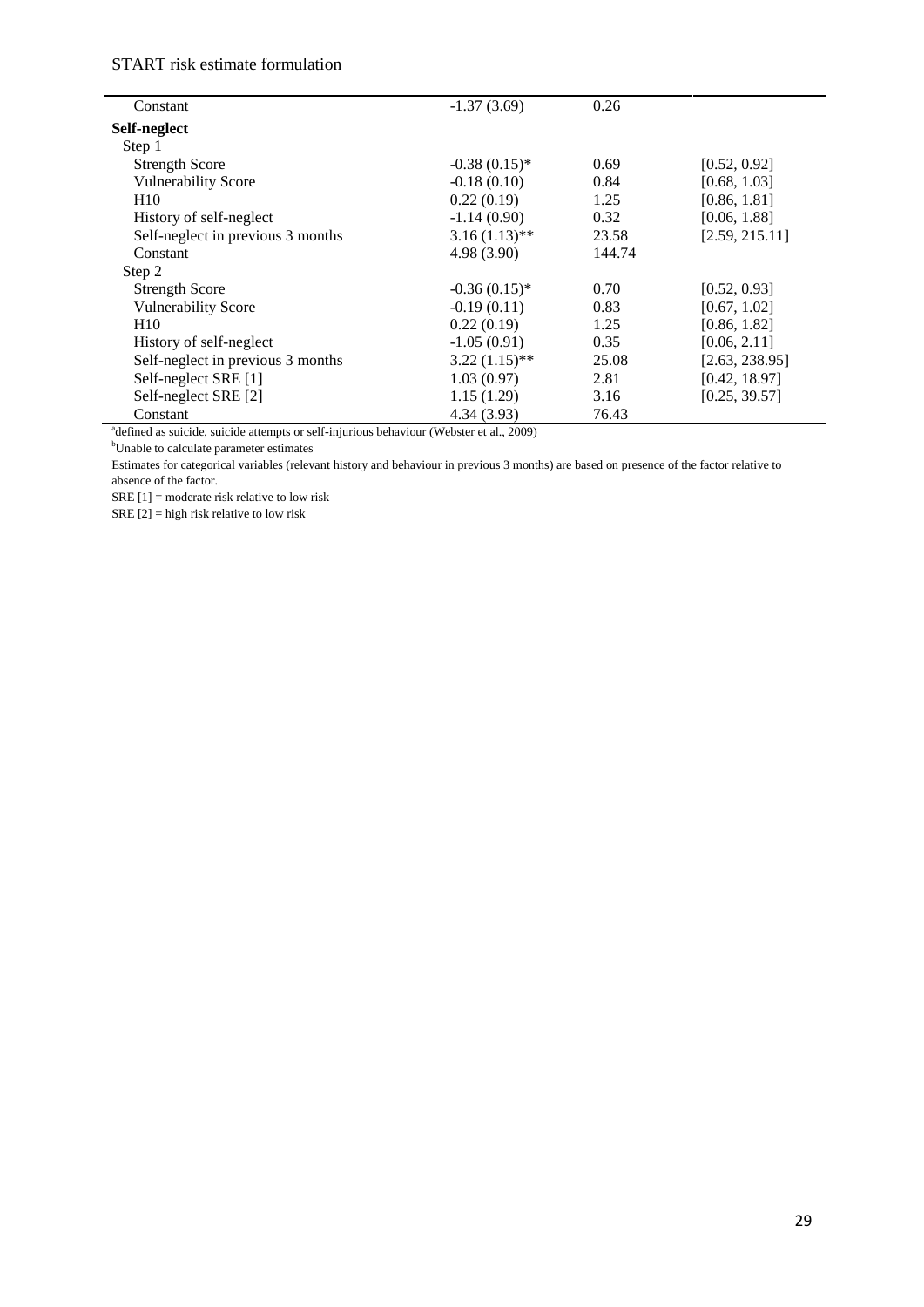START risk estimate formulation

| | | | |
|---|---|---|---|
| Constant | -1.37 (3.69) | 0.26 | |
| **Self-neglect** | | | |
| Step 1 | | | |
| Strength Score | -0.38 (0.15)* | 0.69 | [0.52, 0.92] |
| Vulnerability Score | -0.18 (0.10) | 0.84 | [0.68, 1.03] |
| H10 | 0.22 (0.19) | 1.25 | [0.86, 1.81] |
| History of self-neglect | -1.14 (0.90) | 0.32 | [0.06, 1.88] |
| Self-neglect in previous 3 months | 3.16 (1.13)** | 23.58 | [2.59, 215.11] |
| Constant | 4.98 (3.90) | 144.74 | |
| Step 2 | | | |
| Strength Score | -0.36 (0.15)* | 0.70 | [0.52, 0.93] |
| Vulnerability Score | -0.19 (0.11) | 0.83 | [0.67, 1.02] |
| H10 | 0.22 (0.19) | 1.25 | [0.86, 1.82] |
| History of self-neglect | -1.05 (0.91) | 0.35 | [0.06, 2.11] |
| Self-neglect in previous 3 months | 3.22 (1.15)** | 25.08 | [2.63, 238.95] |
| Self-neglect SRE [1] | 1.03 (0.97) | 2.81 | [0.42, 18.97] |
| Self-neglect SRE [2] | 1.15 (1.29) | 3.16 | [0.25, 39.57] |
| Constant | 4.34 (3.93) | 76.43 | |

[a]defined as suicide, suicide attempts or self-injurious behaviour (Webster et al., 2009)

[b]Unable to calculate parameter estimates

Estimates for categorical variables (relevant history and behaviour in previous 3 months) are based on presence of the factor relative to absence of the factor.

SRE [1] = moderate risk relative to low risk

SRE [2] = high risk relative to low risk